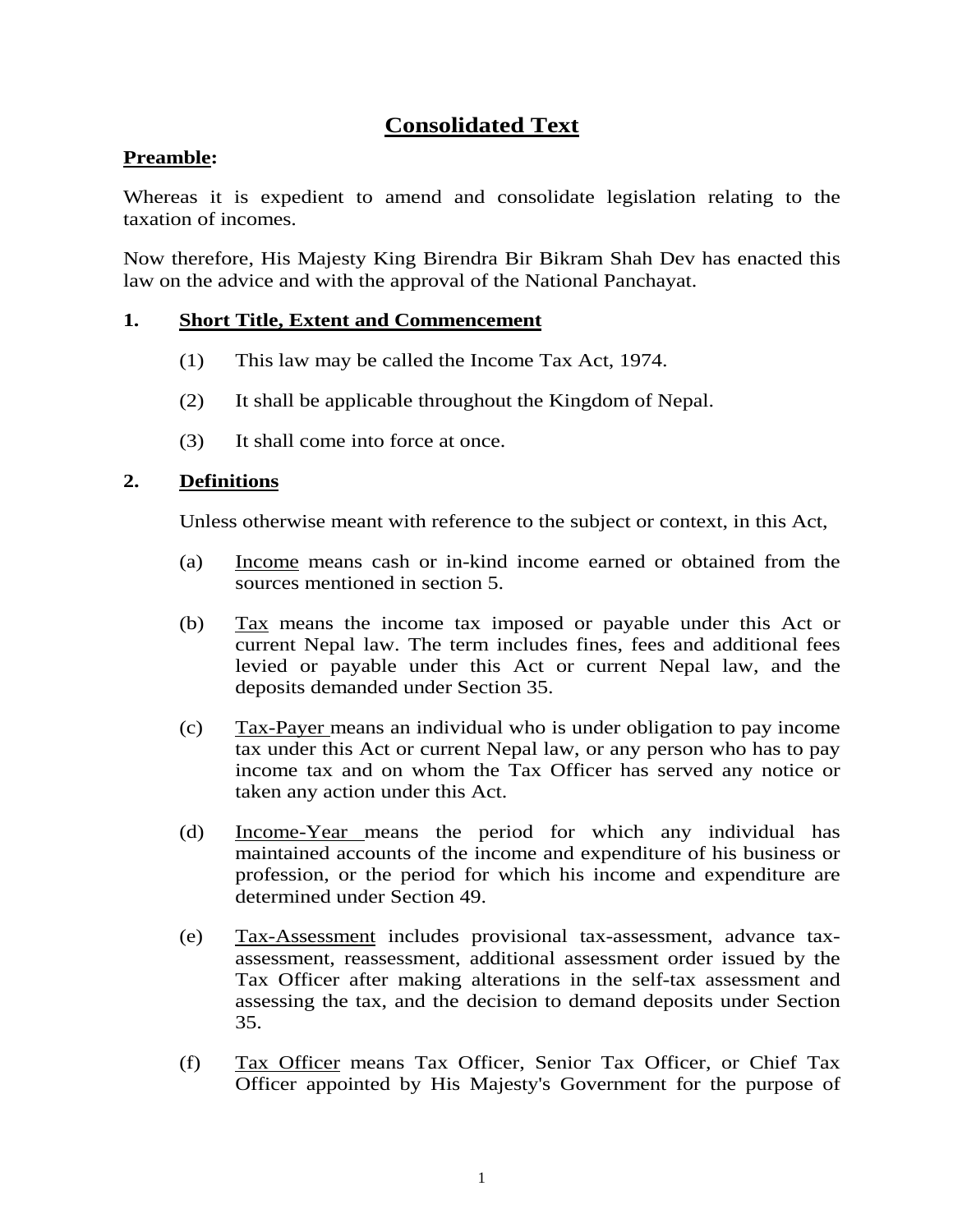# Consolidated Text

**Preamble:**

Whereas it is expedient to amend and consolidate legislation relating to the taxation of incomes.

Now therefore, His Majesty King Birendra Bir Bikram Shah Dev has enacted this law on the advice and with the approval of the National Panchayat.

## 1. Short Title, Extent and Commencement

(1) This law may be called the Income Tax Act, 1974.

(2) It shall be applicable throughout the Kingdom of Nepal.

(3) It shall come into force at once.

## 2. Definitions

Unless otherwise meant with reference to the subject or context, in this Act,

(a) Income means cash or in-kind income earned or obtained from the sources mentioned in section 5.

(b) Tax means the income tax imposed or payable under this Act or current Nepal law. The term includes fines, fees and additional fees levied or payable under this Act or current Nepal law, and the deposits demanded under Section 35.

(c) Tax-Payer means an individual who is under obligation to pay income tax under this Act or current Nepal law, or any person who has to pay income tax and on whom the Tax Officer has served any notice or taken any action under this Act.

(d) Income-Year means the period for which any individual has maintained accounts of the income and expenditure of his business or profession, or the period for which his income and expenditure are determined under Section 49.

(e) Tax-Assessment includes provisional tax-assessment, advance tax-assessment, reassessment, additional assessment order issued by the Tax Officer after making alterations in the self-tax assessment and assessing the tax, and the decision to demand deposits under Section 35.

(f) Tax Officer means Tax Officer, Senior Tax Officer, or Chief Tax Officer appointed by His Majesty's Government for the purpose of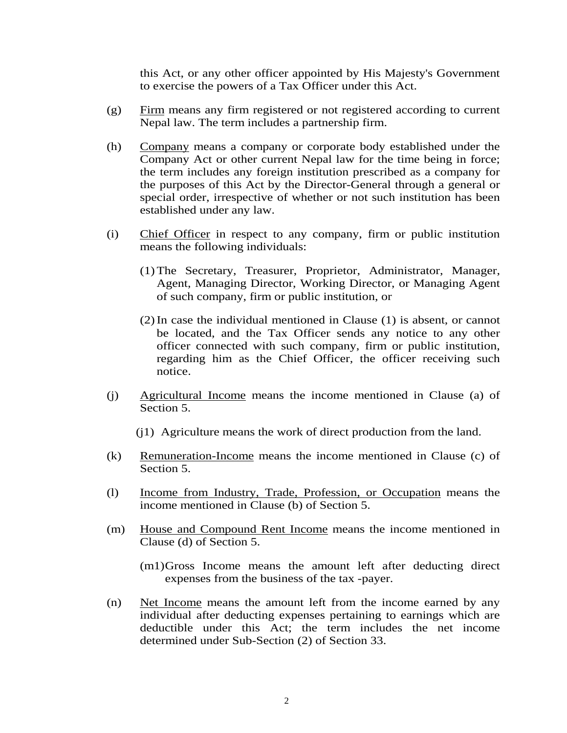this Act, or any other officer appointed by His Majesty's Government to exercise the powers of a Tax Officer under this Act.

(g) Firm means any firm registered or not registered according to current Nepal law. The term includes a partnership firm.

(h) Company means a company or corporate body established under the Company Act or other current Nepal law for the time being in force; the term includes any foreign institution prescribed as a company for the purposes of this Act by the Director-General through a general or special order, irrespective of whether or not such institution has been established under any law.

(i) Chief Officer in respect to any company, firm or public institution means the following individuals:

(1) The Secretary, Treasurer, Proprietor, Administrator, Manager, Agent, Managing Director, Working Director, or Managing Agent of such company, firm or public institution, or

(2) In case the individual mentioned in Clause (1) is absent, or cannot be located, and the Tax Officer sends any notice to any other officer connected with such company, firm or public institution, regarding him as the Chief Officer, the officer receiving such notice.

(j) Agricultural Income means the income mentioned in Clause (a) of Section 5.

(j1) Agriculture means the work of direct production from the land.

(k) Remuneration-Income means the income mentioned in Clause (c) of Section 5.

(l) Income from Industry, Trade, Profession, or Occupation means the income mentioned in Clause (b) of Section 5.

(m) House and Compound Rent Income means the income mentioned in Clause (d) of Section 5.

(m1) Gross Income means the amount left after deducting direct expenses from the business of the tax -payer.

(n) Net Income means the amount left from the income earned by any individual after deducting expenses pertaining to earnings which are deductible under this Act; the term includes the net income determined under Sub-Section (2) of Section 33.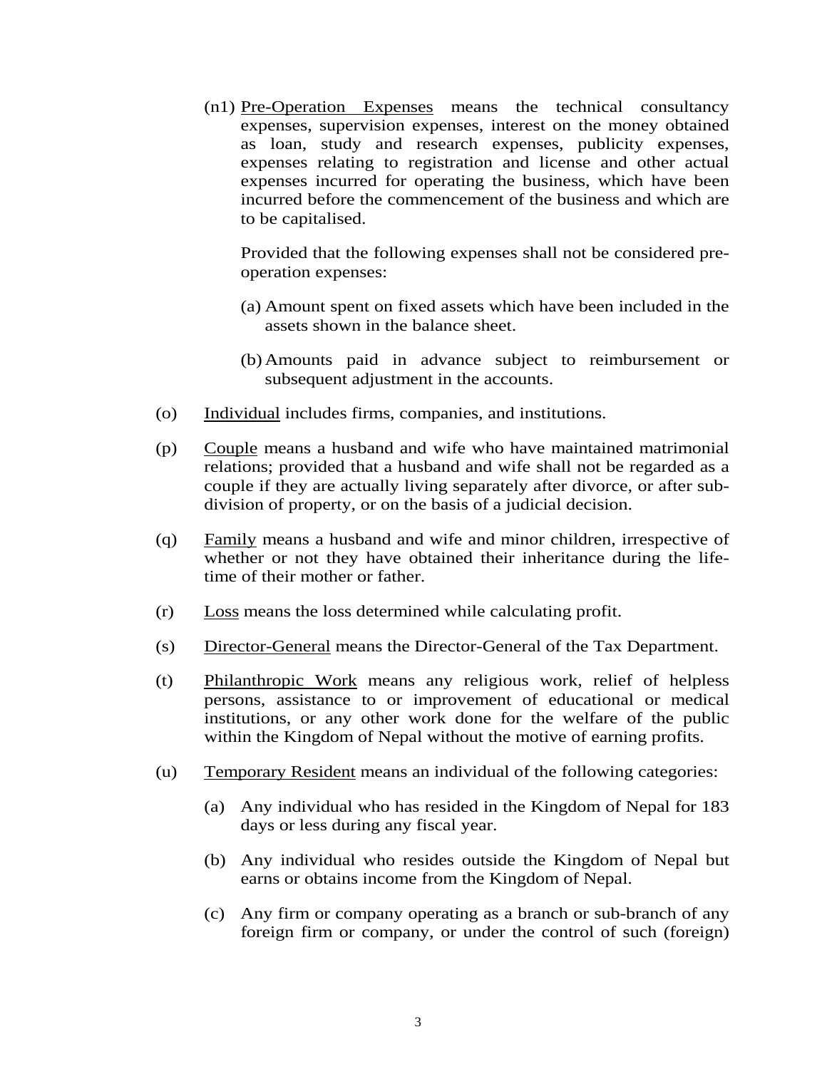(n1) <u>Pre-Operation Expenses</u> means the technical consultancy expenses, supervision expenses, interest on the money obtained as loan, study and research expenses, publicity expenses, expenses relating to registration and license and other actual expenses incurred for operating the business, which have been incurred before the commencement of the business and which are to be capitalised.

Provided that the following expenses shall not be considered pre-operation expenses:

(a) Amount spent on fixed assets which have been included in the assets shown in the balance sheet.

(b) Amounts paid in advance subject to reimbursement or subsequent adjustment in the accounts.

(o) <u>Individual</u> includes firms, companies, and institutions.

(p) <u>Couple</u> means a husband and wife who have maintained matrimonial relations; provided that a husband and wife shall not be regarded as a couple if they are actually living separately after divorce, or after sub-division of property, or on the basis of a judicial decision.

(q) <u>Family</u> means a husband and wife and minor children, irrespective of whether or not they have obtained their inheritance during the life-time of their mother or father.

(r) <u>Loss</u> means the loss determined while calculating profit.

(s) <u>Director-General</u> means the Director-General of the Tax Department.

(t) <u>Philanthropic Work</u> means any religious work, relief of helpless persons, assistance to or improvement of educational or medical institutions, or any other work done for the welfare of the public within the Kingdom of Nepal without the motive of earning profits.

(u) <u>Temporary Resident</u> means an individual of the following categories:

(a) Any individual who has resided in the Kingdom of Nepal for 183 days or less during any fiscal year.

(b) Any individual who resides outside the Kingdom of Nepal but earns or obtains income from the Kingdom of Nepal.

(c) Any firm or company operating as a branch or sub-branch of any foreign firm or company, or under the control of such (foreign)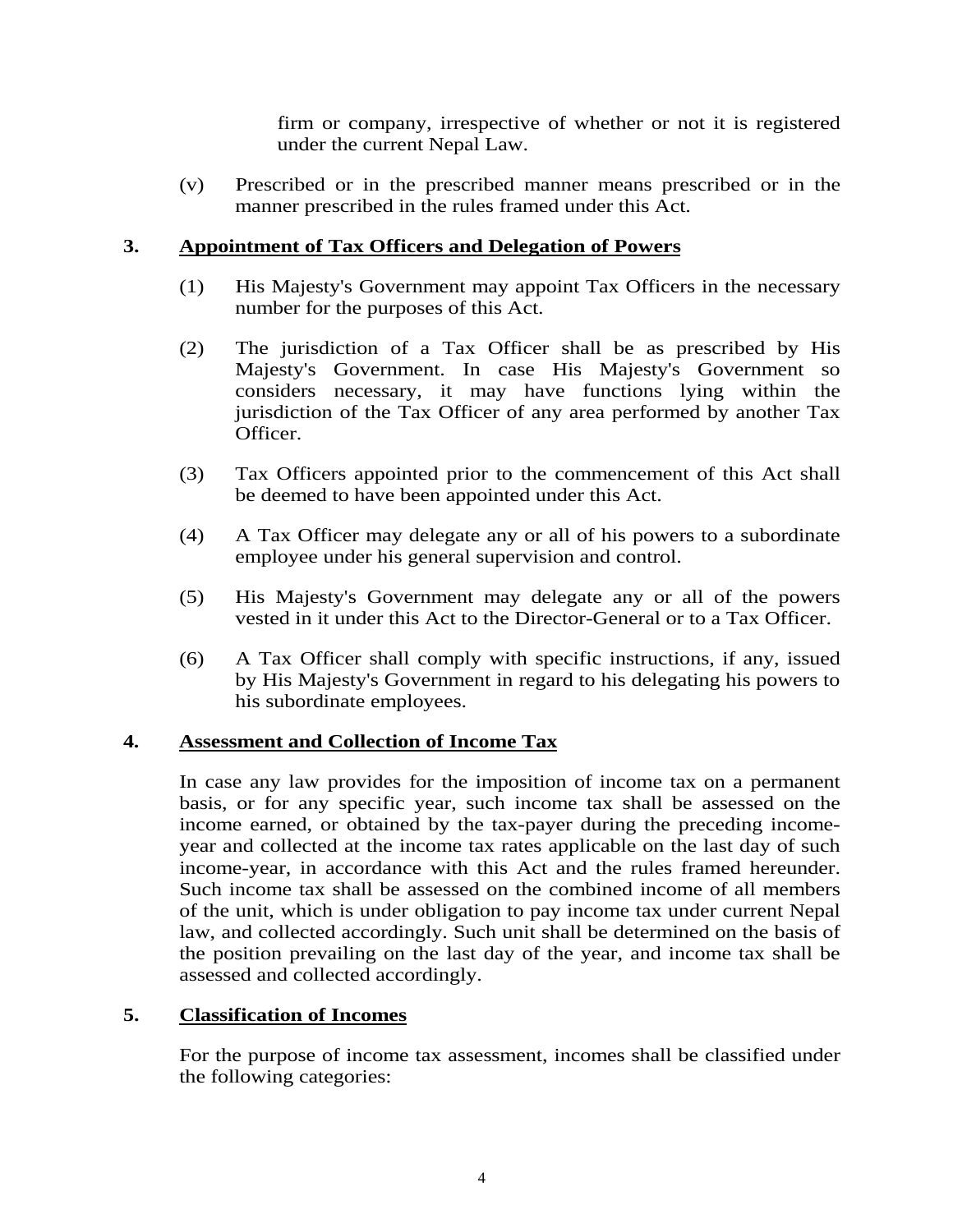firm or company, irrespective of whether or not it is registered under the current Nepal Law.

(v) Prescribed or in the prescribed manner means prescribed or in the manner prescribed in the rules framed under this Act.

## 3. Appointment of Tax Officers and Delegation of Powers

(1) His Majesty's Government may appoint Tax Officers in the necessary number for the purposes of this Act.

(2) The jurisdiction of a Tax Officer shall be as prescribed by His Majesty's Government. In case His Majesty's Government so considers necessary, it may have functions lying within the jurisdiction of the Tax Officer of any area performed by another Tax Officer.

(3) Tax Officers appointed prior to the commencement of this Act shall be deemed to have been appointed under this Act.

(4) A Tax Officer may delegate any or all of his powers to a subordinate employee under his general supervision and control.

(5) His Majesty's Government may delegate any or all of the powers vested in it under this Act to the Director-General or to a Tax Officer.

(6) A Tax Officer shall comply with specific instructions, if any, issued by His Majesty's Government in regard to his delegating his powers to his subordinate employees.

## 4. Assessment and Collection of Income Tax

In case any law provides for the imposition of income tax on a permanent basis, or for any specific year, such income tax shall be assessed on the income earned, or obtained by the tax-payer during the preceding income-year and collected at the income tax rates applicable on the last day of such income-year, in accordance with this Act and the rules framed hereunder. Such income tax shall be assessed on the combined income of all members of the unit, which is under obligation to pay income tax under current Nepal law, and collected accordingly. Such unit shall be determined on the basis of the position prevailing on the last day of the year, and income tax shall be assessed and collected accordingly.

## 5. Classification of Incomes

For the purpose of income tax assessment, incomes shall be classified under the following categories: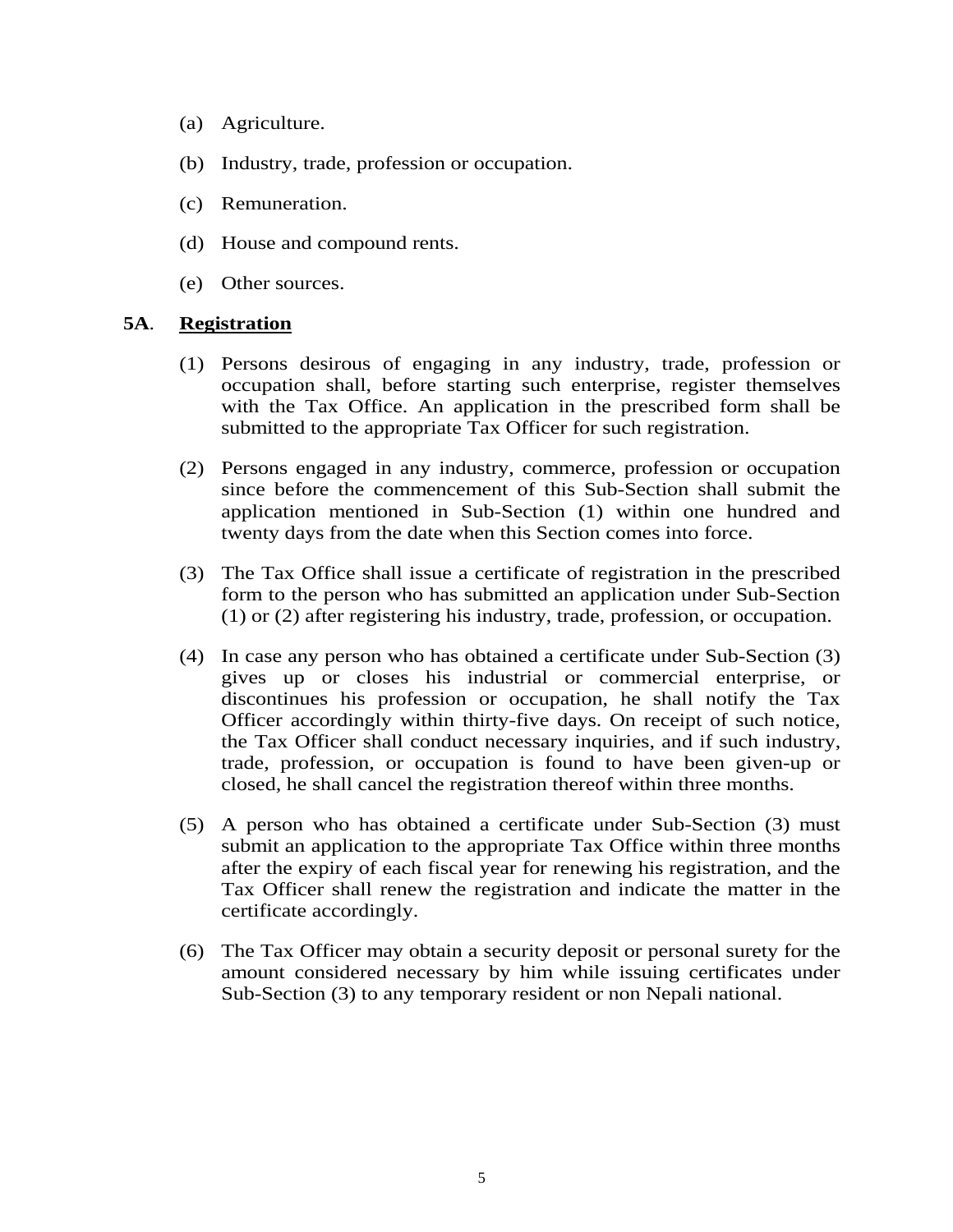(a) Agriculture.

(b) Industry, trade, profession or occupation.

(c) Remuneration.

(d) House and compound rents.

(e) Other sources.

**5A**. **Registration**

(1) Persons desirous of engaging in any industry, trade, profession or occupation shall, before starting such enterprise, register themselves with the Tax Office. An application in the prescribed form shall be submitted to the appropriate Tax Officer for such registration.

(2) Persons engaged in any industry, commerce, profession or occupation since before the commencement of this Sub-Section shall submit the application mentioned in Sub-Section (1) within one hundred and twenty days from the date when this Section comes into force.

(3) The Tax Office shall issue a certificate of registration in the prescribed form to the person who has submitted an application under Sub-Section (1) or (2) after registering his industry, trade, profession, or occupation.

(4) In case any person who has obtained a certificate under Sub-Section (3) gives up or closes his industrial or commercial enterprise, or discontinues his profession or occupation, he shall notify the Tax Officer accordingly within thirty-five days. On receipt of such notice, the Tax Officer shall conduct necessary inquiries, and if such industry, trade, profession, or occupation is found to have been given-up or closed, he shall cancel the registration thereof within three months.

(5) A person who has obtained a certificate under Sub-Section (3) must submit an application to the appropriate Tax Office within three months after the expiry of each fiscal year for renewing his registration, and the Tax Officer shall renew the registration and indicate the matter in the certificate accordingly.

(6) The Tax Officer may obtain a security deposit or personal surety for the amount considered necessary by him while issuing certificates under Sub-Section (3) to any temporary resident or non Nepali national.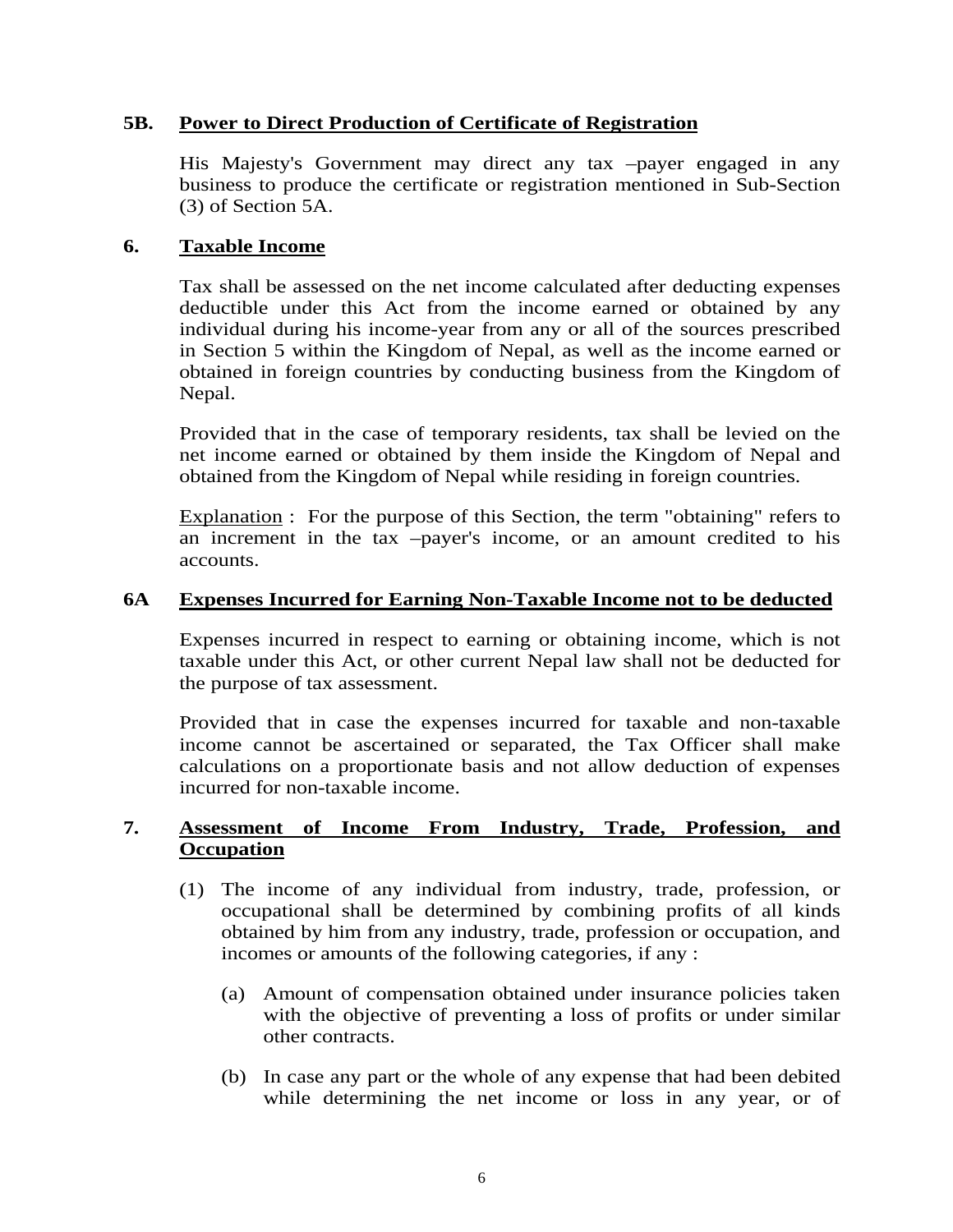### 5B. <u>Power to Direct Production of Certificate of Registration</u>

His Majesty's Government may direct any tax –payer engaged in any business to produce the certificate or registration mentioned in Sub-Section (3) of Section 5A.

### 6. <u>Taxable Income</u>

Tax shall be assessed on the net income calculated after deducting expenses deductible under this Act from the income earned or obtained by any individual during his income-year from any or all of the sources prescribed in Section 5 within the Kingdom of Nepal, as well as the income earned or obtained in foreign countries by conducting business from the Kingdom of Nepal.

Provided that in the case of temporary residents, tax shall be levied on the net income earned or obtained by them inside the Kingdom of Nepal and obtained from the Kingdom of Nepal while residing in foreign countries.

<u>Explanation</u> : For the purpose of this Section, the term "obtaining" refers to an increment in the tax –payer's income, or an amount credited to his accounts.

### 6A <u>Expenses Incurred for Earning Non-Taxable Income not to be deducted</u>

Expenses incurred in respect to earning or obtaining income, which is not taxable under this Act, or other current Nepal law shall not be deducted for the purpose of tax assessment.

Provided that in case the expenses incurred for taxable and non-taxable income cannot be ascertained or separated, the Tax Officer shall make calculations on a proportionate basis and not allow deduction of expenses incurred for non-taxable income.

### 7. <u>Assessment of Income From Industry, Trade, Profession, and Occupation</u>

(1) The income of any individual from industry, trade, profession, or occupational shall be determined by combining profits of all kinds obtained by him from any industry, trade, profession or occupation, and incomes or amounts of the following categories, if any :

(a) Amount of compensation obtained under insurance policies taken with the objective of preventing a loss of profits or under similar other contracts.

(b) In case any part or the whole of any expense that had been debited while determining the net income or loss in any year, or of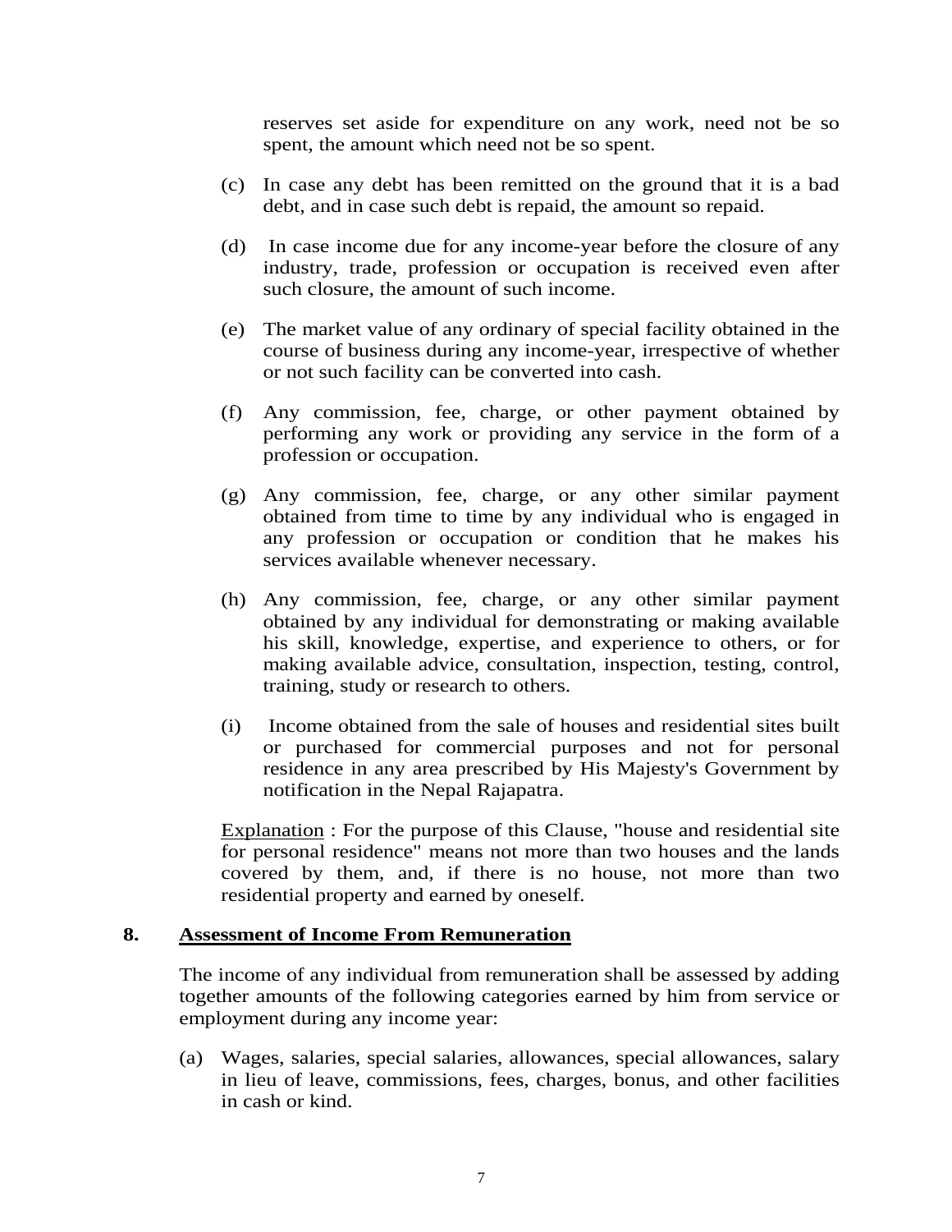reserves set aside for expenditure on any work, need not be so spent, the amount which need not be so spent.

(c) In case any debt has been remitted on the ground that it is a bad debt, and in case such debt is repaid, the amount so repaid.

(d) In case income due for any income-year before the closure of any industry, trade, profession or occupation is received even after such closure, the amount of such income.

(e) The market value of any ordinary of special facility obtained in the course of business during any income-year, irrespective of whether or not such facility can be converted into cash.

(f) Any commission, fee, charge, or other payment obtained by performing any work or providing any service in the form of a profession or occupation.

(g) Any commission, fee, charge, or any other similar payment obtained from time to time by any individual who is engaged in any profession or occupation or condition that he makes his services available whenever necessary.

(h) Any commission, fee, charge, or any other similar payment obtained by any individual for demonstrating or making available his skill, knowledge, expertise, and experience to others, or for making available advice, consultation, inspection, testing, control, training, study or research to others.

(i) Income obtained from the sale of houses and residential sites built or purchased for commercial purposes and not for personal residence in any area prescribed by His Majesty's Government by notification in the Nepal Rajapatra.

Explanation : For the purpose of this Clause, "house and residential site for personal residence" means not more than two houses and the lands covered by them, and, if there is no house, not more than two residential property and earned by oneself.

## 8. Assessment of Income From Remuneration

The income of any individual from remuneration shall be assessed by adding together amounts of the following categories earned by him from service or employment during any income year:

(a) Wages, salaries, special salaries, allowances, special allowances, salary in lieu of leave, commissions, fees, charges, bonus, and other facilities in cash or kind.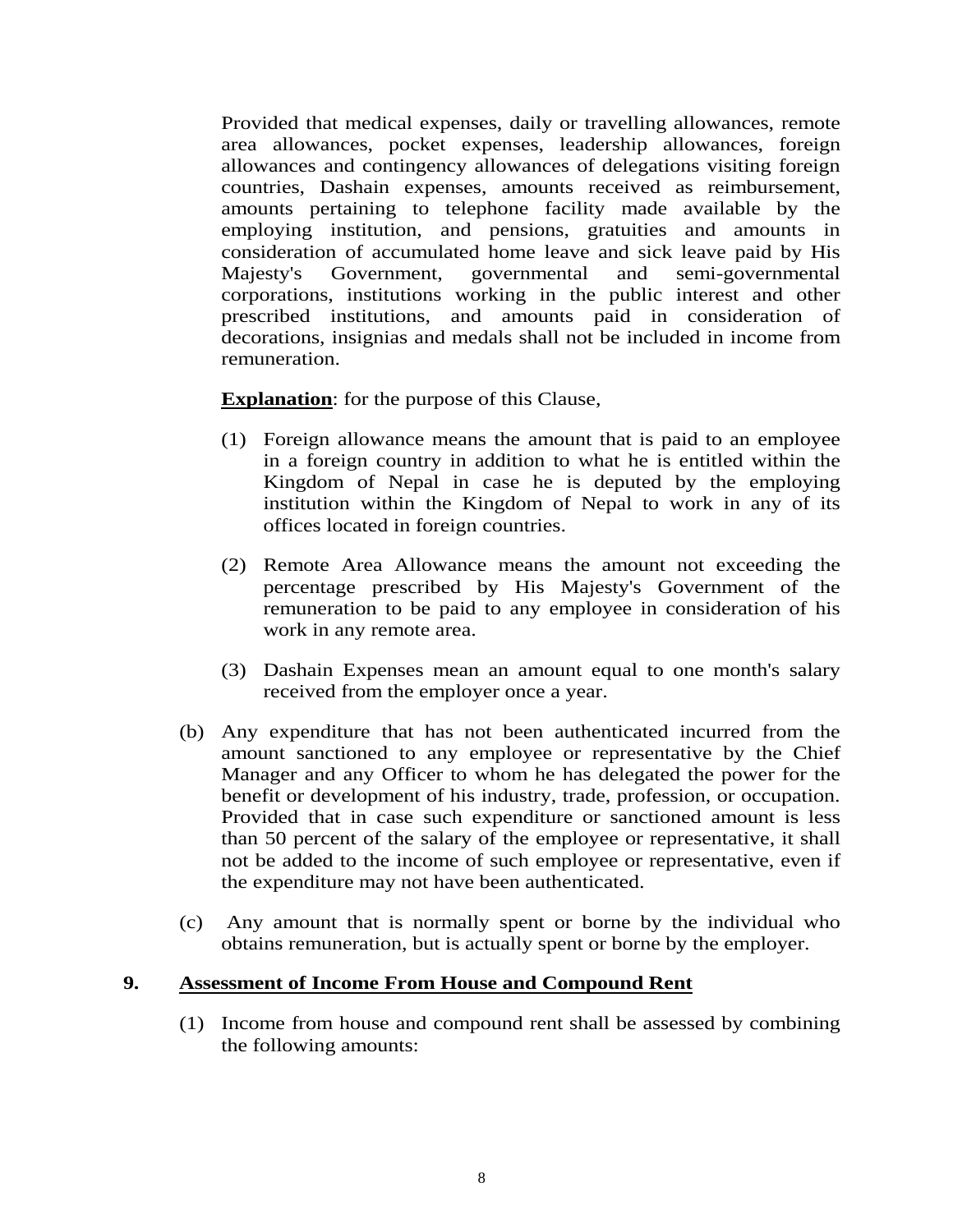Provided that medical expenses, daily or travelling allowances, remote area allowances, pocket expenses, leadership allowances, foreign allowances and contingency allowances of delegations visiting foreign countries, Dashain expenses, amounts received as reimbursement, amounts pertaining to telephone facility made available by the employing institution, and pensions, gratuities and amounts in consideration of accumulated home leave and sick leave paid by His Majesty's Government, governmental and semi-governmental corporations, institutions working in the public interest and other prescribed institutions, and amounts paid in consideration of decorations, insignias and medals shall not be included in income from remuneration.

**Explanation**: for the purpose of this Clause,

(1) Foreign allowance means the amount that is paid to an employee in a foreign country in addition to what he is entitled within the Kingdom of Nepal in case he is deputed by the employing institution within the Kingdom of Nepal to work in any of its offices located in foreign countries.

(2) Remote Area Allowance means the amount not exceeding the percentage prescribed by His Majesty's Government of the remuneration to be paid to any employee in consideration of his work in any remote area.

(3) Dashain Expenses mean an amount equal to one month's salary received from the employer once a year.

(b) Any expenditure that has not been authenticated incurred from the amount sanctioned to any employee or representative by the Chief Manager and any Officer to whom he has delegated the power for the benefit or development of his industry, trade, profession, or occupation. Provided that in case such expenditure or sanctioned amount is less than 50 percent of the salary of the employee or representative, it shall not be added to the income of such employee or representative, even if the expenditure may not have been authenticated.

(c) Any amount that is normally spent or borne by the individual who obtains remuneration, but is actually spent or borne by the employer.

## 9. Assessment of Income From House and Compound Rent

(1) Income from house and compound rent shall be assessed by combining the following amounts: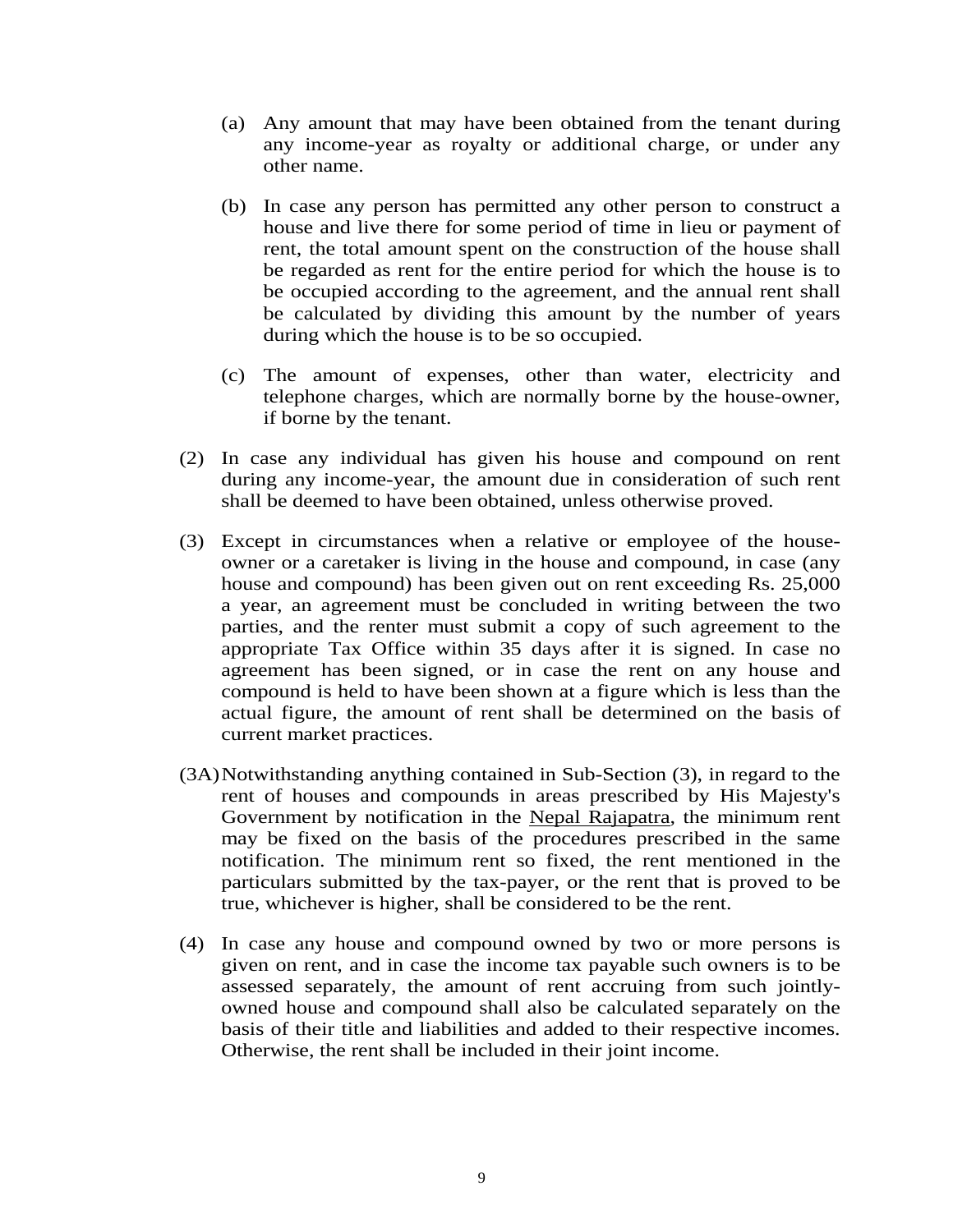(a) Any amount that may have been obtained from the tenant during any income-year as royalty or additional charge, or under any other name.

(b) In case any person has permitted any other person to construct a house and live there for some period of time in lieu or payment of rent, the total amount spent on the construction of the house shall be regarded as rent for the entire period for which the house is to be occupied according to the agreement, and the annual rent shall be calculated by dividing this amount by the number of years during which the house is to be so occupied.

(c) The amount of expenses, other than water, electricity and telephone charges, which are normally borne by the house-owner, if borne by the tenant.

(2) In case any individual has given his house and compound on rent during any income-year, the amount due in consideration of such rent shall be deemed to have been obtained, unless otherwise proved.

(3) Except in circumstances when a relative or employee of the house-owner or a caretaker is living in the house and compound, in case (any house and compound) has been given out on rent exceeding Rs. 25,000 a year, an agreement must be concluded in writing between the two parties, and the renter must submit a copy of such agreement to the appropriate Tax Office within 35 days after it is signed. In case no agreement has been signed, or in case the rent on any house and compound is held to have been shown at a figure which is less than the actual figure, the amount of rent shall be determined on the basis of current market practices.

(3A) Notwithstanding anything contained in Sub-Section (3), in regard to the rent of houses and compounds in areas prescribed by His Majesty's Government by notification in the Nepal Rajapatra, the minimum rent may be fixed on the basis of the procedures prescribed in the same notification. The minimum rent so fixed, the rent mentioned in the particulars submitted by the tax-payer, or the rent that is proved to be true, whichever is higher, shall be considered to be the rent.

(4) In case any house and compound owned by two or more persons is given on rent, and in case the income tax payable such owners is to be assessed separately, the amount of rent accruing from such jointly-owned house and compound shall also be calculated separately on the basis of their title and liabilities and added to their respective incomes. Otherwise, the rent shall be included in their joint income.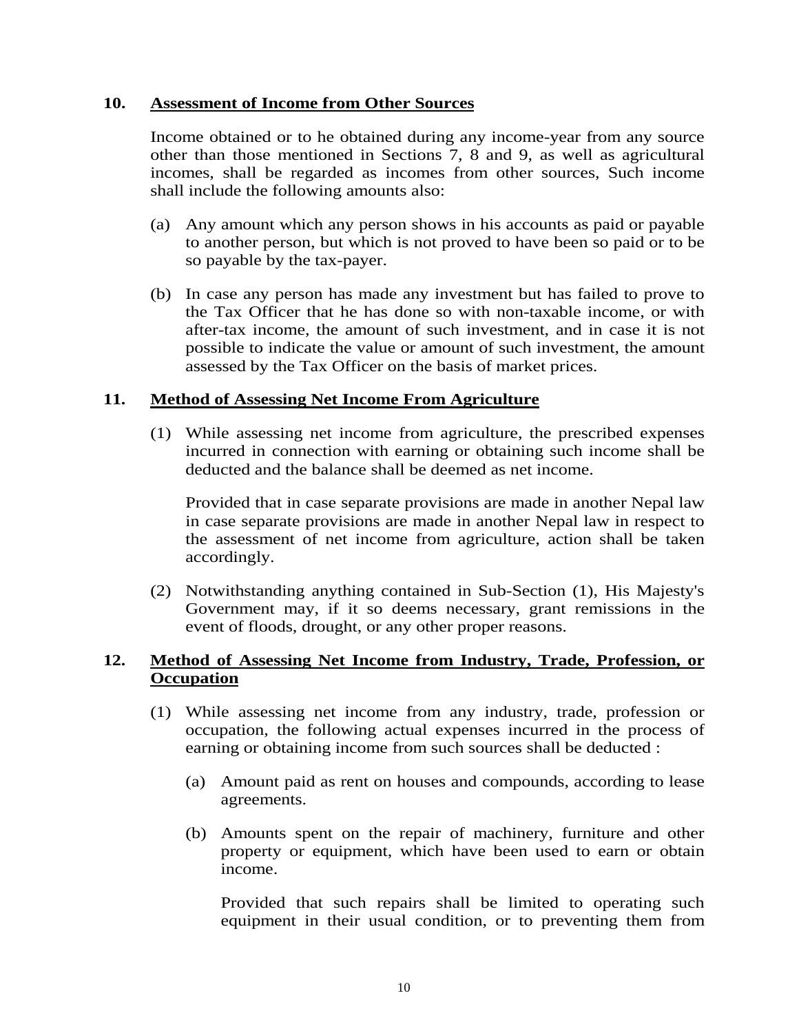**10. Assessment of Income from Other Sources**

Income obtained or to he obtained during any income-year from any source other than those mentioned in Sections 7, 8 and 9, as well as agricultural incomes, shall be regarded as incomes from other sources, Such income shall include the following amounts also:

(a) Any amount which any person shows in his accounts as paid or payable to another person, but which is not proved to have been so paid or to be so payable by the tax-payer.

(b) In case any person has made any investment but has failed to prove to the Tax Officer that he has done so with non-taxable income, or with after-tax income, the amount of such investment, and in case it is not possible to indicate the value or amount of such investment, the amount assessed by the Tax Officer on the basis of market prices.

**11. Method of Assessing Net Income From Agriculture**

(1) While assessing net income from agriculture, the prescribed expenses incurred in connection with earning or obtaining such income shall be deducted and the balance shall be deemed as net income.

Provided that in case separate provisions are made in another Nepal law in case separate provisions are made in another Nepal law in respect to the assessment of net income from agriculture, action shall be taken accordingly.

(2) Notwithstanding anything contained in Sub-Section (1), His Majesty's Government may, if it so deems necessary, grant remissions in the event of floods, drought, or any other proper reasons.

**12. Method of Assessing Net Income from Industry, Trade, Profession, or Occupation**

(1) While assessing net income from any industry, trade, profession or occupation, the following actual expenses incurred in the process of earning or obtaining income from such sources shall be deducted :

(a) Amount paid as rent on houses and compounds, according to lease agreements.

(b) Amounts spent on the repair of machinery, furniture and other property or equipment, which have been used to earn or obtain income.

Provided that such repairs shall be limited to operating such equipment in their usual condition, or to preventing them from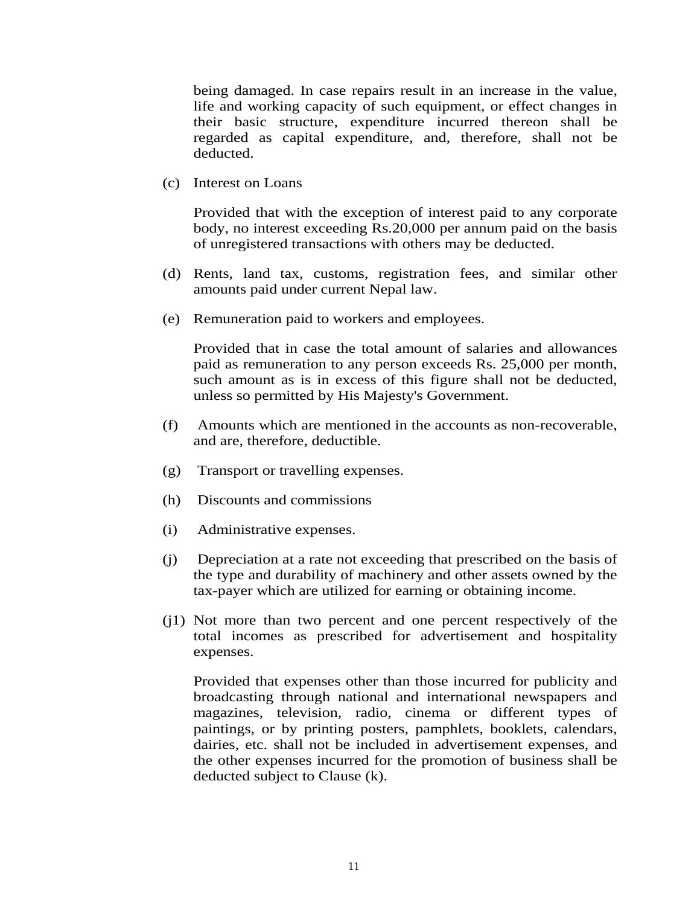being damaged. In case repairs result in an increase in the value, life and working capacity of such equipment, or effect changes in their basic structure, expenditure incurred thereon shall be regarded as capital expenditure, and, therefore, shall not be deducted.

(c) Interest on Loans

Provided that with the exception of interest paid to any corporate body, no interest exceeding Rs.20,000 per annum paid on the basis of unregistered transactions with others may be deducted.

(d) Rents, land tax, customs, registration fees, and similar other amounts paid under current Nepal law.

(e) Remuneration paid to workers and employees.

Provided that in case the total amount of salaries and allowances paid as remuneration to any person exceeds Rs. 25,000 per month, such amount as is in excess of this figure shall not be deducted, unless so permitted by His Majesty's Government.

(f) Amounts which are mentioned in the accounts as non-recoverable, and are, therefore, deductible.

(g) Transport or travelling expenses.

(h) Discounts and commissions

(i) Administrative expenses.

(j) Depreciation at a rate not exceeding that prescribed on the basis of the type and durability of machinery and other assets owned by the tax-payer which are utilized for earning or obtaining income.

(j1) Not more than two percent and one percent respectively of the total incomes as prescribed for advertisement and hospitality expenses.

Provided that expenses other than those incurred for publicity and broadcasting through national and international newspapers and magazines, television, radio, cinema or different types of paintings, or by printing posters, pamphlets, booklets, calendars, dairies, etc. shall not be included in advertisement expenses, and the other expenses incurred for the promotion of business shall be deducted subject to Clause (k).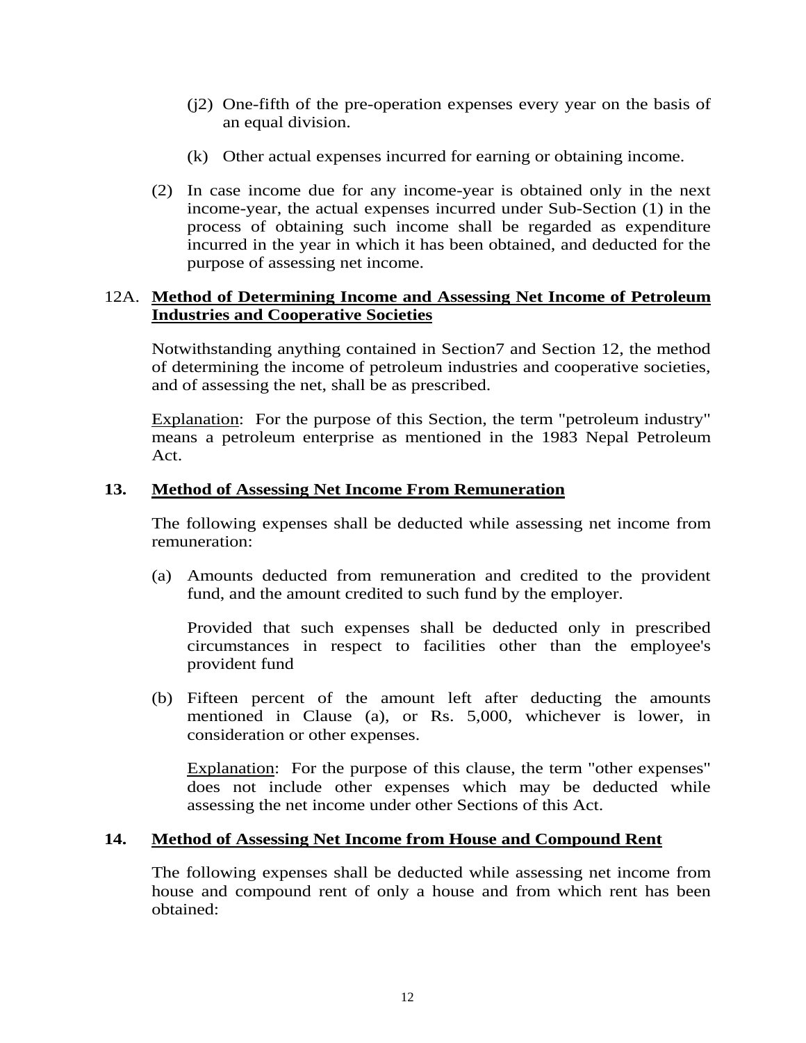(j2) One-fifth of the pre-operation expenses every year on the basis of an equal division.

(k) Other actual expenses incurred for earning or obtaining income.

(2) In case income due for any income-year is obtained only in the next income-year, the actual expenses incurred under Sub-Section (1) in the process of obtaining such income shall be regarded as expenditure incurred in the year in which it has been obtained, and deducted for the purpose of assessing net income.

## 12A. Method of Determining Income and Assessing Net Income of Petroleum Industries and Cooperative Societies

Notwithstanding anything contained in Section7 and Section 12, the method of determining the income of petroleum industries and cooperative societies, and of assessing the net, shall be as prescribed.

Explanation: For the purpose of this Section, the term "petroleum industry" means a petroleum enterprise as mentioned in the 1983 Nepal Petroleum Act.

## 13. Method of Assessing Net Income From Remuneration

The following expenses shall be deducted while assessing net income from remuneration:

(a) Amounts deducted from remuneration and credited to the provident fund, and the amount credited to such fund by the employer.

Provided that such expenses shall be deducted only in prescribed circumstances in respect to facilities other than the employee's provident fund

(b) Fifteen percent of the amount left after deducting the amounts mentioned in Clause (a), or Rs. 5,000, whichever is lower, in consideration or other expenses.

Explanation: For the purpose of this clause, the term "other expenses" does not include other expenses which may be deducted while assessing the net income under other Sections of this Act.

## 14. Method of Assessing Net Income from House and Compound Rent

The following expenses shall be deducted while assessing net income from house and compound rent of only a house and from which rent has been obtained: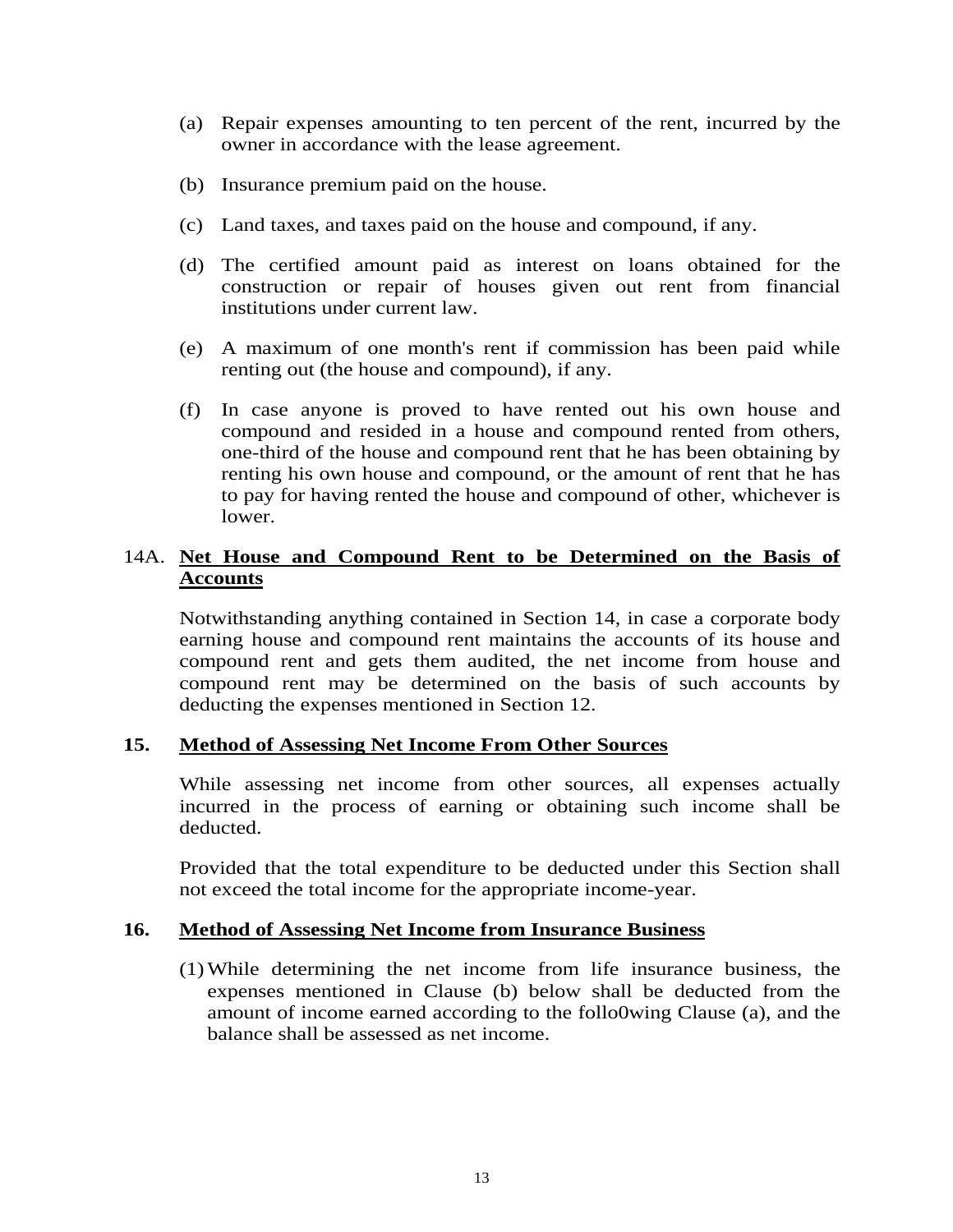(a) Repair expenses amounting to ten percent of the rent, incurred by the owner in accordance with the lease agreement.

(b) Insurance premium paid on the house.

(c) Land taxes, and taxes paid on the house and compound, if any.

(d) The certified amount paid as interest on loans obtained for the construction or repair of houses given out rent from financial institutions under current law.

(e) A maximum of one month's rent if commission has been paid while renting out (the house and compound), if any.

(f) In case anyone is proved to have rented out his own house and compound and resided in a house and compound rented from others, one-third of the house and compound rent that he has been obtaining by renting his own house and compound, or the amount of rent that he has to pay for having rented the house and compound of other, whichever is lower.

### 14A. **Net House and Compound Rent to be Determined on the Basis of Accounts**

Notwithstanding anything contained in Section 14, in case a corporate body earning house and compound rent maintains the accounts of its house and compound rent and gets them audited, the net income from house and compound rent may be determined on the basis of such accounts by deducting the expenses mentioned in Section 12.

### 15. **Method of Assessing Net Income From Other Sources**

While assessing net income from other sources, all expenses actually incurred in the process of earning or obtaining such income shall be deducted.

Provided that the total expenditure to be deducted under this Section shall not exceed the total income for the appropriate income-year.

### 16. **Method of Assessing Net Income from Insurance Business**

(1) While determining the net income from life insurance business, the expenses mentioned in Clause (b) below shall be deducted from the amount of income earned according to the follo0wing Clause (a), and the balance shall be assessed as net income.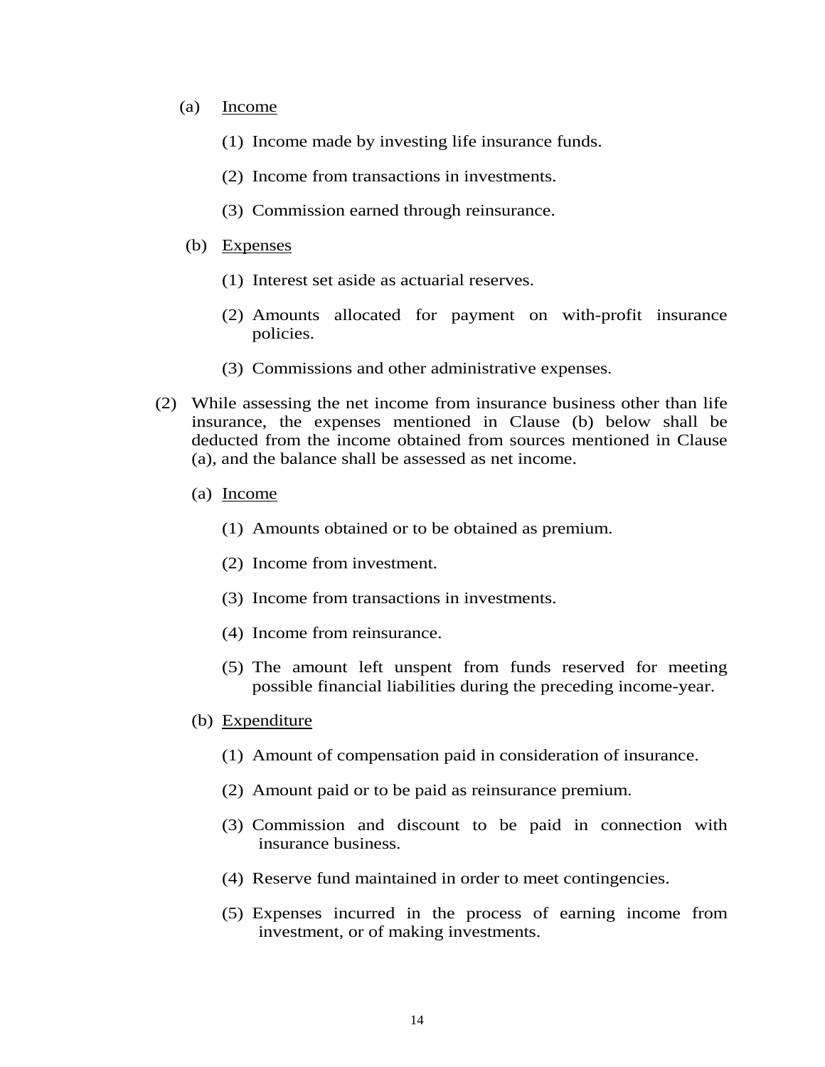(a) <u>Income</u>

(1) Income made by investing life insurance funds.

(2) Income from transactions in investments.

(3) Commission earned through reinsurance.

(b) <u>Expenses</u>

(1) Interest set aside as actuarial reserves.

(2) Amounts allocated for payment on with-profit insurance policies.

(3) Commissions and other administrative expenses.

(2) While assessing the net income from insurance business other than life insurance, the expenses mentioned in Clause (b) below shall be deducted from the income obtained from sources mentioned in Clause (a), and the balance shall be assessed as net income.

(a) <u>Income</u>

(1) Amounts obtained or to be obtained as premium.

(2) Income from investment.

(3) Income from transactions in investments.

(4) Income from reinsurance.

(5) The amount left unspent from funds reserved for meeting possible financial liabilities during the preceding income-year.

(b) <u>Expenditure</u>

(1) Amount of compensation paid in consideration of insurance.

(2) Amount paid or to be paid as reinsurance premium.

(3) Commission and discount to be paid in connection with insurance business.

(4) Reserve fund maintained in order to meet contingencies.

(5) Expenses incurred in the process of earning income from investment, or of making investments.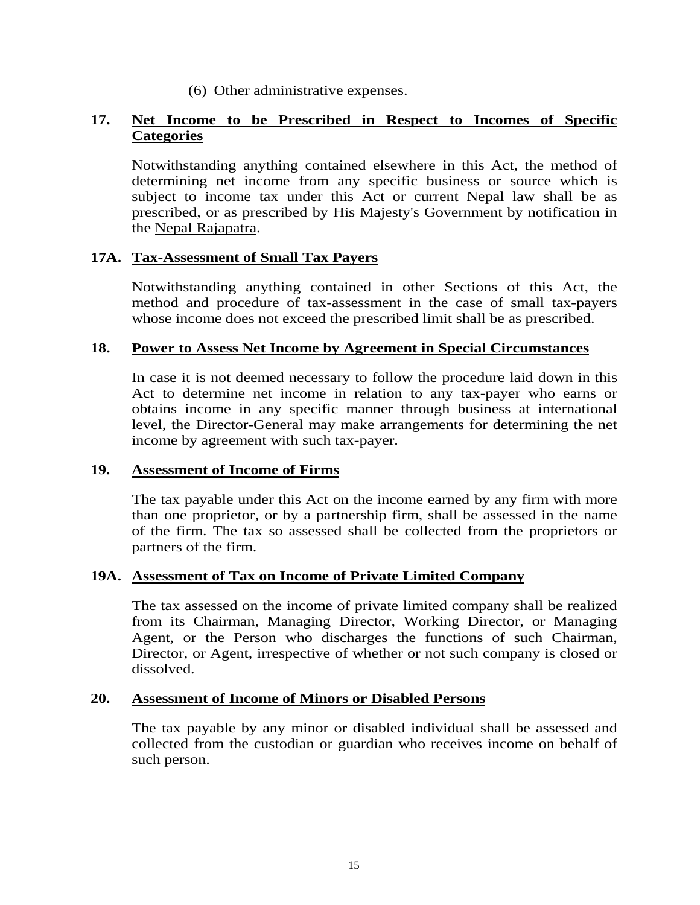(6) Other administrative expenses.

## 17. Net Income to be Prescribed in Respect to Incomes of Specific Categories

Notwithstanding anything contained elsewhere in this Act, the method of determining net income from any specific business or source which is subject to income tax under this Act or current Nepal law shall be as prescribed, or as prescribed by His Majesty's Government by notification in the Nepal Rajapatra.

## 17A. Tax-Assessment of Small Tax Payers

Notwithstanding anything contained in other Sections of this Act, the method and procedure of tax-assessment in the case of small tax-payers whose income does not exceed the prescribed limit shall be as prescribed.

## 18. Power to Assess Net Income by Agreement in Special Circumstances

In case it is not deemed necessary to follow the procedure laid down in this Act to determine net income in relation to any tax-payer who earns or obtains income in any specific manner through business at international level, the Director-General may make arrangements for determining the net income by agreement with such tax-payer.

## 19. Assessment of Income of Firms

The tax payable under this Act on the income earned by any firm with more than one proprietor, or by a partnership firm, shall be assessed in the name of the firm. The tax so assessed shall be collected from the proprietors or partners of the firm.

## 19A. Assessment of Tax on Income of Private Limited Company

The tax assessed on the income of private limited company shall be realized from its Chairman, Managing Director, Working Director, or Managing Agent, or the Person who discharges the functions of such Chairman, Director, or Agent, irrespective of whether or not such company is closed or dissolved.

## 20. Assessment of Income of Minors or Disabled Persons

The tax payable by any minor or disabled individual shall be assessed and collected from the custodian or guardian who receives income on behalf of such person.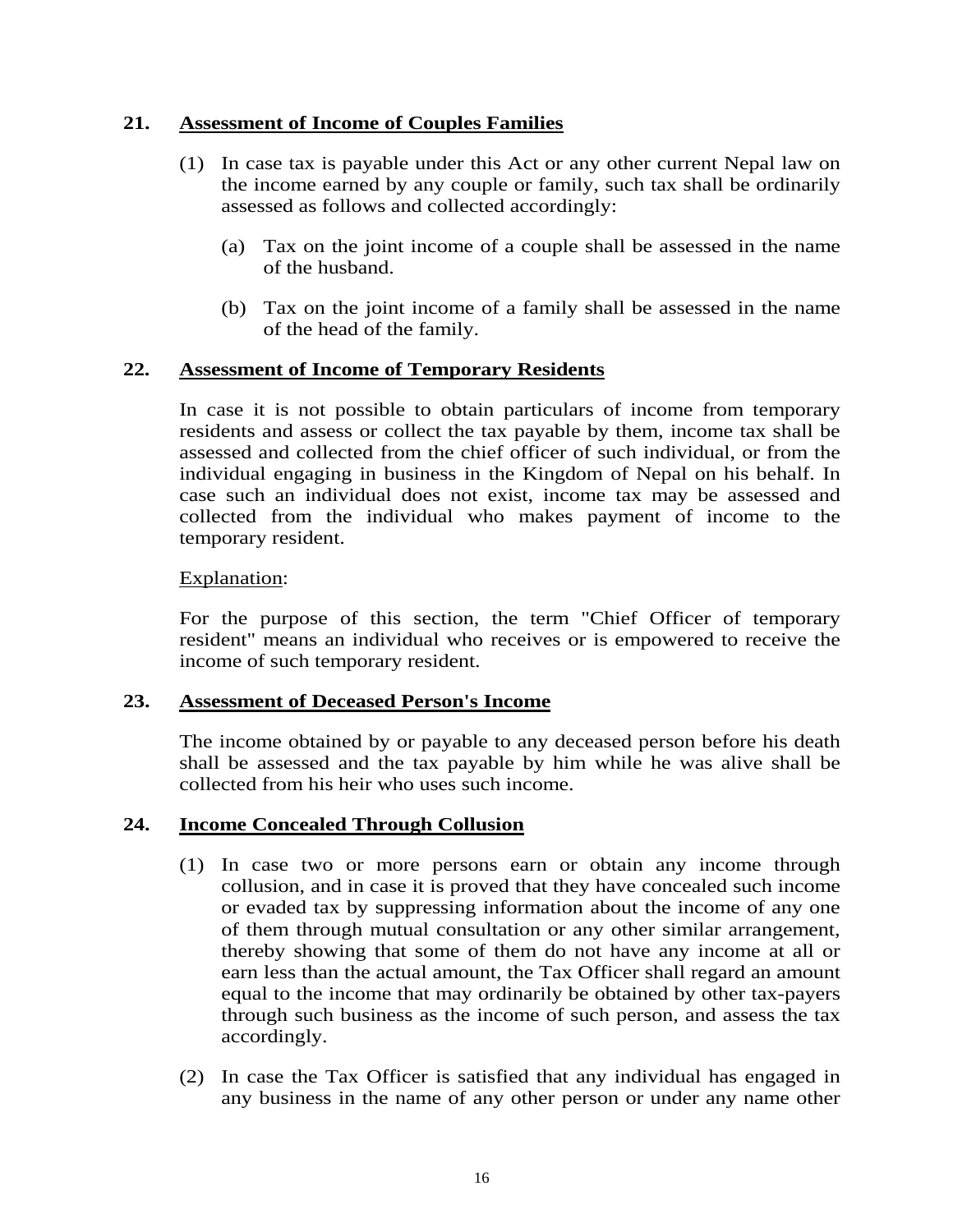## 21. Assessment of Income of Couples Families

(1) In case tax is payable under this Act or any other current Nepal law on the income earned by any couple or family, such tax shall be ordinarily assessed as follows and collected accordingly:

(a) Tax on the joint income of a couple shall be assessed in the name of the husband.

(b) Tax on the joint income of a family shall be assessed in the name of the head of the family.

## 22. Assessment of Income of Temporary Residents

In case it is not possible to obtain particulars of income from temporary residents and assess or collect the tax payable by them, income tax shall be assessed and collected from the chief officer of such individual, or from the individual engaging in business in the Kingdom of Nepal on his behalf. In case such an individual does not exist, income tax may be assessed and collected from the individual who makes payment of income to the temporary resident.

Explanation:

For the purpose of this section, the term "Chief Officer of temporary resident" means an individual who receives or is empowered to receive the income of such temporary resident.

## 23. Assessment of Deceased Person's Income

The income obtained by or payable to any deceased person before his death shall be assessed and the tax payable by him while he was alive shall be collected from his heir who uses such income.

## 24. Income Concealed Through Collusion

(1) In case two or more persons earn or obtain any income through collusion, and in case it is proved that they have concealed such income or evaded tax by suppressing information about the income of any one of them through mutual consultation or any other similar arrangement, thereby showing that some of them do not have any income at all or earn less than the actual amount, the Tax Officer shall regard an amount equal to the income that may ordinarily be obtained by other tax-payers through such business as the income of such person, and assess the tax accordingly.

(2) In case the Tax Officer is satisfied that any individual has engaged in any business in the name of any other person or under any name other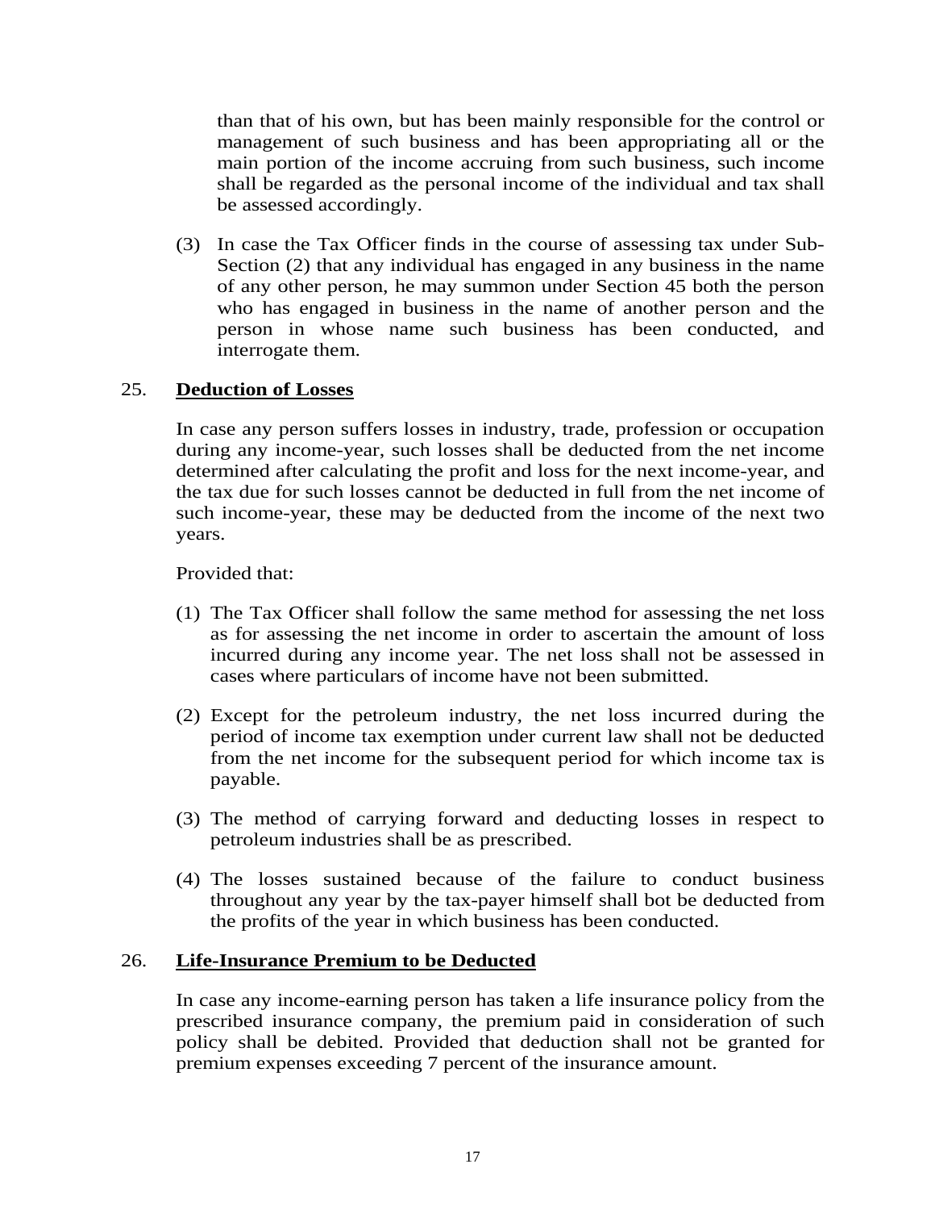than that of his own, but has been mainly responsible for the control or management of such business and has been appropriating all or the main portion of the income accruing from such business, such income shall be regarded as the personal income of the individual and tax shall be assessed accordingly.

(3) In case the Tax Officer finds in the course of assessing tax under Sub-Section (2) that any individual has engaged in any business in the name of any other person, he may summon under Section 45 both the person who has engaged in business in the name of another person and the person in whose name such business has been conducted, and interrogate them.

25. **Deduction of Losses**

In case any person suffers losses in industry, trade, profession or occupation during any income-year, such losses shall be deducted from the net income determined after calculating the profit and loss for the next income-year, and the tax due for such losses cannot be deducted in full from the net income of such income-year, these may be deducted from the income of the next two years.

Provided that:

(1) The Tax Officer shall follow the same method for assessing the net loss as for assessing the net income in order to ascertain the amount of loss incurred during any income year. The net loss shall not be assessed in cases where particulars of income have not been submitted.

(2) Except for the petroleum industry, the net loss incurred during the period of income tax exemption under current law shall not be deducted from the net income for the subsequent period for which income tax is payable.

(3) The method of carrying forward and deducting losses in respect to petroleum industries shall be as prescribed.

(4) The losses sustained because of the failure to conduct business throughout any year by the tax-payer himself shall bot be deducted from the profits of the year in which business has been conducted.

26. **Life-Insurance Premium to be Deducted**

In case any income-earning person has taken a life insurance policy from the prescribed insurance company, the premium paid in consideration of such policy shall be debited. Provided that deduction shall not be granted for premium expenses exceeding 7 percent of the insurance amount.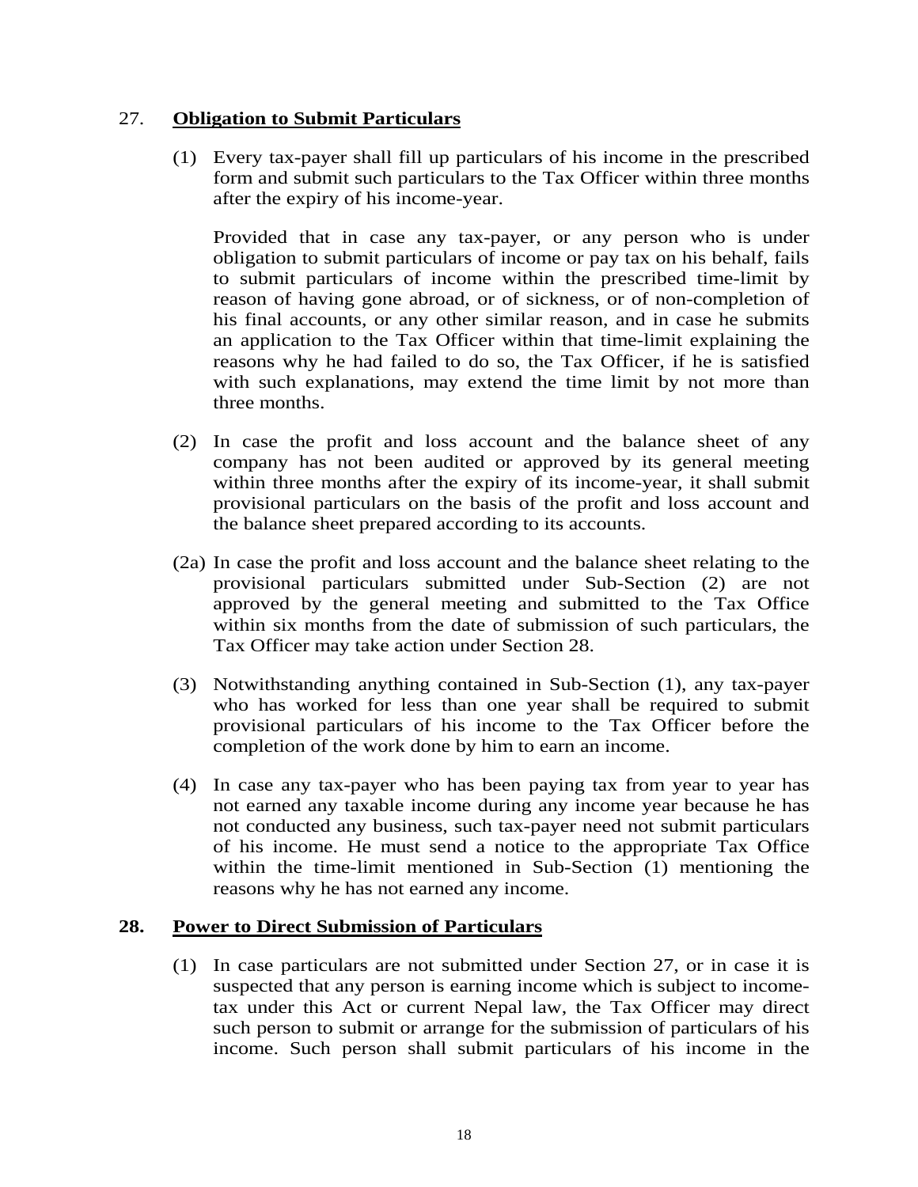## 27. Obligation to Submit Particulars

(1) Every tax-payer shall fill up particulars of his income in the prescribed form and submit such particulars to the Tax Officer within three months after the expiry of his income-year.

Provided that in case any tax-payer, or any person who is under obligation to submit particulars of income or pay tax on his behalf, fails to submit particulars of income within the prescribed time-limit by reason of having gone abroad, or of sickness, or of non-completion of his final accounts, or any other similar reason, and in case he submits an application to the Tax Officer within that time-limit explaining the reasons why he had failed to do so, the Tax Officer, if he is satisfied with such explanations, may extend the time limit by not more than three months.

(2) In case the profit and loss account and the balance sheet of any company has not been audited or approved by its general meeting within three months after the expiry of its income-year, it shall submit provisional particulars on the basis of the profit and loss account and the balance sheet prepared according to its accounts.

(2a) In case the profit and loss account and the balance sheet relating to the provisional particulars submitted under Sub-Section (2) are not approved by the general meeting and submitted to the Tax Office within six months from the date of submission of such particulars, the Tax Officer may take action under Section 28.

(3) Notwithstanding anything contained in Sub-Section (1), any tax-payer who has worked for less than one year shall be required to submit provisional particulars of his income to the Tax Officer before the completion of the work done by him to earn an income.

(4) In case any tax-payer who has been paying tax from year to year has not earned any taxable income during any income year because he has not conducted any business, such tax-payer need not submit particulars of his income. He must send a notice to the appropriate Tax Office within the time-limit mentioned in Sub-Section (1) mentioning the reasons why he has not earned any income.

## 28. Power to Direct Submission of Particulars

(1) In case particulars are not submitted under Section 27, or in case it is suspected that any person is earning income which is subject to income-tax under this Act or current Nepal law, the Tax Officer may direct such person to submit or arrange for the submission of particulars of his income. Such person shall submit particulars of his income in the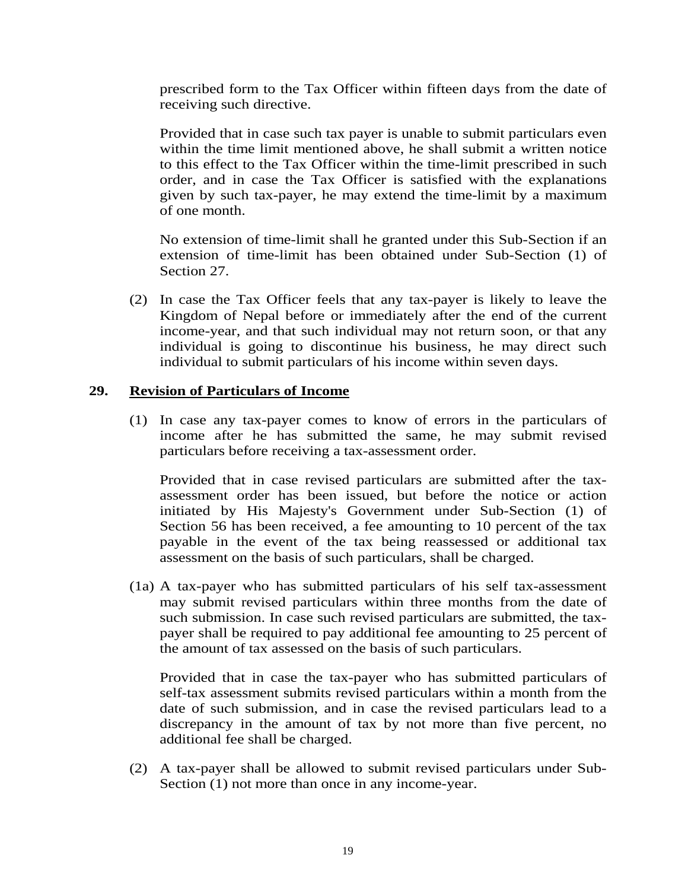prescribed form to the Tax Officer within fifteen days from the date of receiving such directive.

Provided that in case such tax payer is unable to submit particulars even within the time limit mentioned above, he shall submit a written notice to this effect to the Tax Officer within the time-limit prescribed in such order, and in case the Tax Officer is satisfied with the explanations given by such tax-payer, he may extend the time-limit by a maximum of one month.

No extension of time-limit shall he granted under this Sub-Section if an extension of time-limit has been obtained under Sub-Section (1) of Section 27.

(2) In case the Tax Officer feels that any tax-payer is likely to leave the Kingdom of Nepal before or immediately after the end of the current income-year, and that such individual may not return soon, or that any individual is going to discontinue his business, he may direct such individual to submit particulars of his income within seven days.

**29. Revision of Particulars of Income**

(1) In case any tax-payer comes to know of errors in the particulars of income after he has submitted the same, he may submit revised particulars before receiving a tax-assessment order.

Provided that in case revised particulars are submitted after the tax-assessment order has been issued, but before the notice or action initiated by His Majesty's Government under Sub-Section (1) of Section 56 has been received, a fee amounting to 10 percent of the tax payable in the event of the tax being reassessed or additional tax assessment on the basis of such particulars, shall be charged.

(1a) A tax-payer who has submitted particulars of his self tax-assessment may submit revised particulars within three months from the date of such submission. In case such revised particulars are submitted, the tax-payer shall be required to pay additional fee amounting to 25 percent of the amount of tax assessed on the basis of such particulars.

Provided that in case the tax-payer who has submitted particulars of self-tax assessment submits revised particulars within a month from the date of such submission, and in case the revised particulars lead to a discrepancy in the amount of tax by not more than five percent, no additional fee shall be charged.

(2) A tax-payer shall be allowed to submit revised particulars under Sub-Section (1) not more than once in any income-year.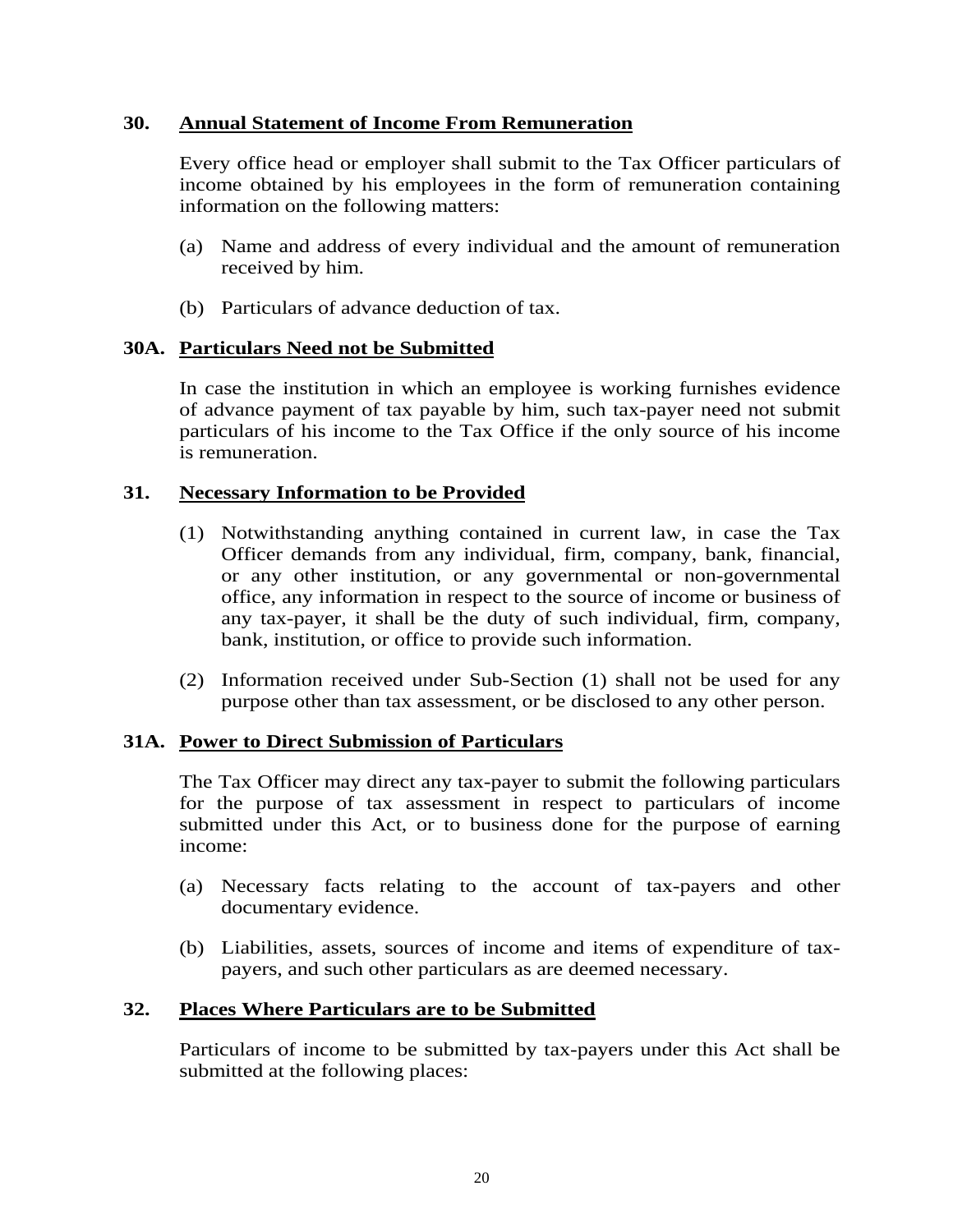### 30. Annual Statement of Income From Remuneration

Every office head or employer shall submit to the Tax Officer particulars of income obtained by his employees in the form of remuneration containing information on the following matters:

(a) Name and address of every individual and the amount of remuneration received by him.

(b) Particulars of advance deduction of tax.

### 30A. Particulars Need not be Submitted

In case the institution in which an employee is working furnishes evidence of advance payment of tax payable by him, such tax-payer need not submit particulars of his income to the Tax Office if the only source of his income is remuneration.

### 31. Necessary Information to be Provided

(1) Notwithstanding anything contained in current law, in case the Tax Officer demands from any individual, firm, company, bank, financial, or any other institution, or any governmental or non-governmental office, any information in respect to the source of income or business of any tax-payer, it shall be the duty of such individual, firm, company, bank, institution, or office to provide such information.

(2) Information received under Sub-Section (1) shall not be used for any purpose other than tax assessment, or be disclosed to any other person.

### 31A. Power to Direct Submission of Particulars

The Tax Officer may direct any tax-payer to submit the following particulars for the purpose of tax assessment in respect to particulars of income submitted under this Act, or to business done for the purpose of earning income:

(a) Necessary facts relating to the account of tax-payers and other documentary evidence.

(b) Liabilities, assets, sources of income and items of expenditure of tax-payers, and such other particulars as are deemed necessary.

### 32. Places Where Particulars are to be Submitted

Particulars of income to be submitted by tax-payers under this Act shall be submitted at the following places: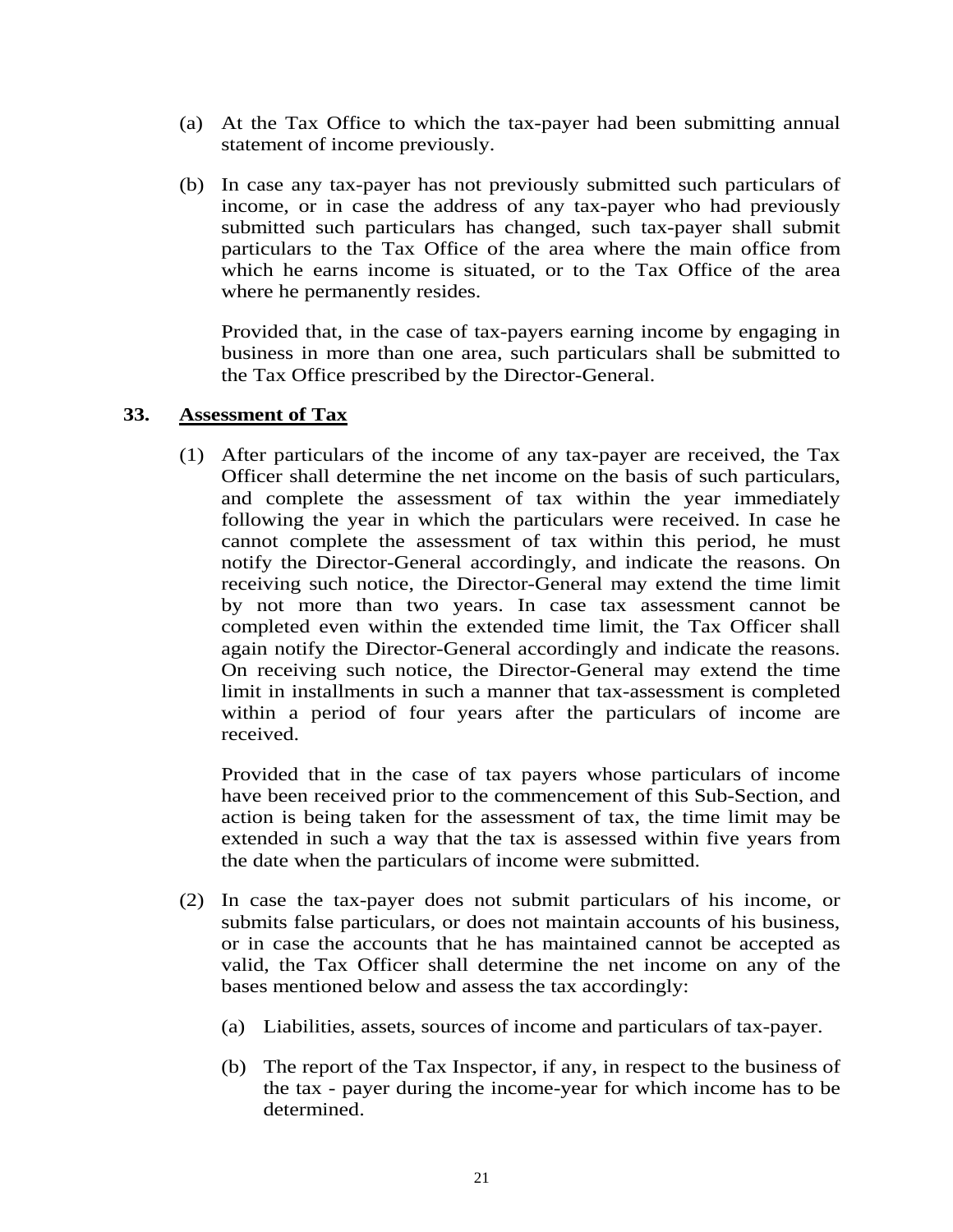(a) At the Tax Office to which the tax-payer had been submitting annual statement of income previously.

(b) In case any tax-payer has not previously submitted such particulars of income, or in case the address of any tax-payer who had previously submitted such particulars has changed, such tax-payer shall submit particulars to the Tax Office of the area where the main office from which he earns income is situated, or to the Tax Office of the area where he permanently resides.

Provided that, in the case of tax-payers earning income by engaging in business in more than one area, such particulars shall be submitted to the Tax Office prescribed by the Director-General.

## 33. Assessment of Tax

(1) After particulars of the income of any tax-payer are received, the Tax Officer shall determine the net income on the basis of such particulars, and complete the assessment of tax within the year immediately following the year in which the particulars were received. In case he cannot complete the assessment of tax within this period, he must notify the Director-General accordingly, and indicate the reasons. On receiving such notice, the Director-General may extend the time limit by not more than two years. In case tax assessment cannot be completed even within the extended time limit, the Tax Officer shall again notify the Director-General accordingly and indicate the reasons. On receiving such notice, the Director-General may extend the time limit in installments in such a manner that tax-assessment is completed within a period of four years after the particulars of income are received.

Provided that in the case of tax payers whose particulars of income have been received prior to the commencement of this Sub-Section, and action is being taken for the assessment of tax, the time limit may be extended in such a way that the tax is assessed within five years from the date when the particulars of income were submitted.

(2) In case the tax-payer does not submit particulars of his income, or submits false particulars, or does not maintain accounts of his business, or in case the accounts that he has maintained cannot be accepted as valid, the Tax Officer shall determine the net income on any of the bases mentioned below and assess the tax accordingly:

(a) Liabilities, assets, sources of income and particulars of tax-payer.

(b) The report of the Tax Inspector, if any, in respect to the business of the tax - payer during the income-year for which income has to be determined.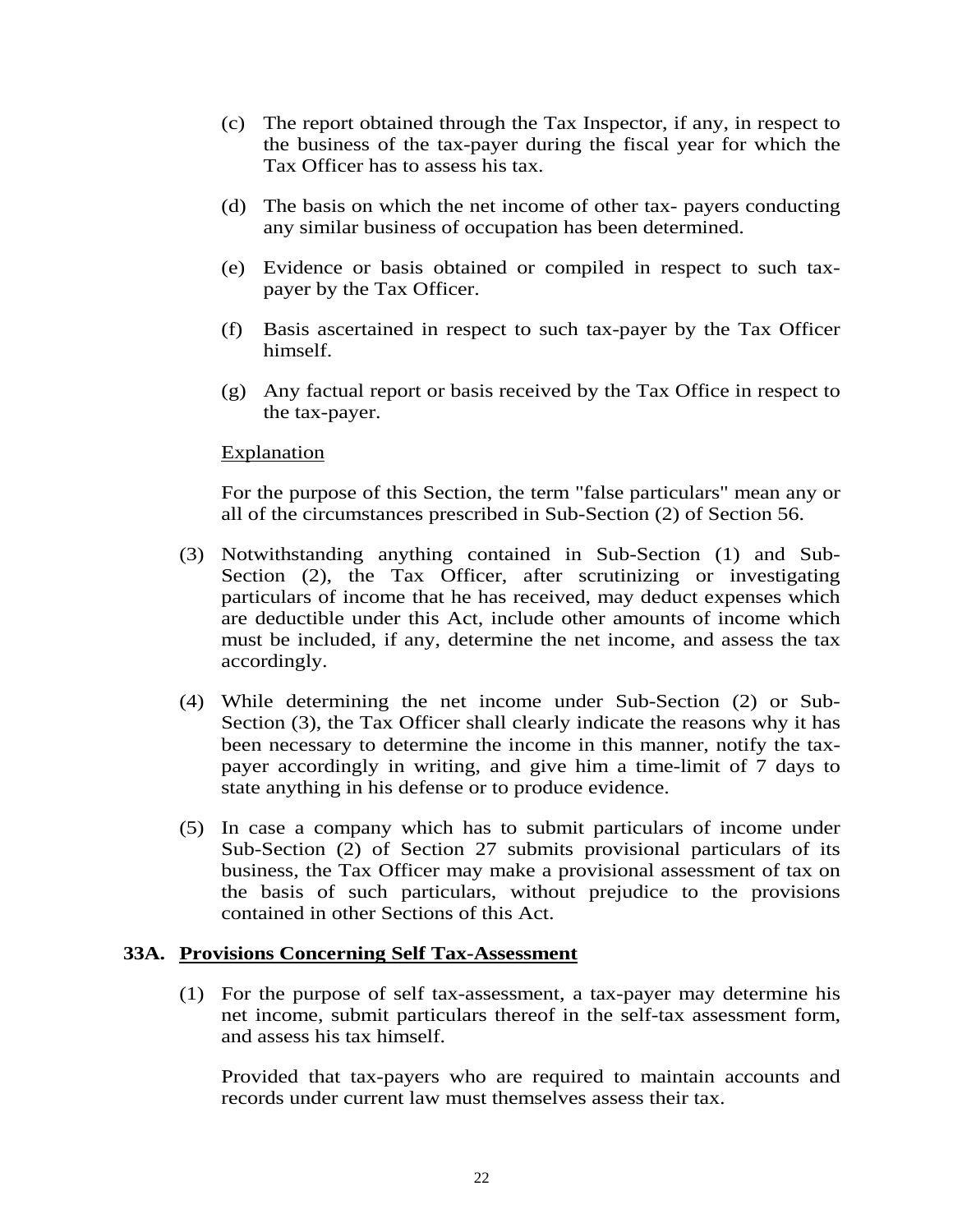(c) The report obtained through the Tax Inspector, if any, in respect to the business of the tax-payer during the fiscal year for which the Tax Officer has to assess his tax.

(d) The basis on which the net income of other tax- payers conducting any similar business of occupation has been determined.

(e) Evidence or basis obtained or compiled in respect to such tax-payer by the Tax Officer.

(f) Basis ascertained in respect to such tax-payer by the Tax Officer himself.

(g) Any factual report or basis received by the Tax Office in respect to the tax-payer.

Explanation

For the purpose of this Section, the term "false particulars" mean any or all of the circumstances prescribed in Sub-Section (2) of Section 56.

(3) Notwithstanding anything contained in Sub-Section (1) and Sub-Section (2), the Tax Officer, after scrutinizing or investigating particulars of income that he has received, may deduct expenses which are deductible under this Act, include other amounts of income which must be included, if any, determine the net income, and assess the tax accordingly.

(4) While determining the net income under Sub-Section (2) or Sub-Section (3), the Tax Officer shall clearly indicate the reasons why it has been necessary to determine the income in this manner, notify the tax-payer accordingly in writing, and give him a time-limit of 7 days to state anything in his defense or to produce evidence.

(5) In case a company which has to submit particulars of income under Sub-Section (2) of Section 27 submits provisional particulars of its business, the Tax Officer may make a provisional assessment of tax on the basis of such particulars, without prejudice to the provisions contained in other Sections of this Act.

### 33A. Provisions Concerning Self Tax-Assessment

(1) For the purpose of self tax-assessment, a tax-payer may determine his net income, submit particulars thereof in the self-tax assessment form, and assess his tax himself.

Provided that tax-payers who are required to maintain accounts and records under current law must themselves assess their tax.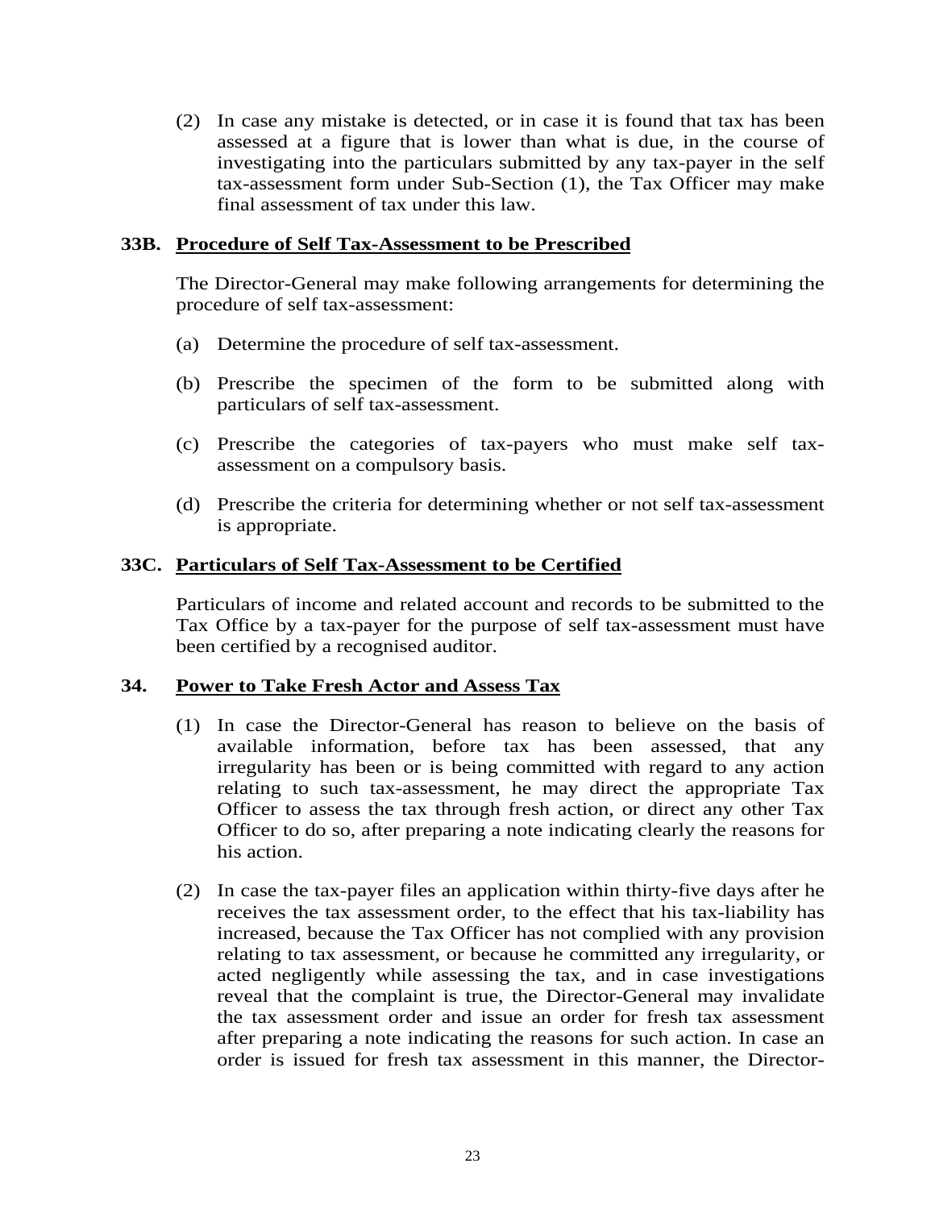(2) In case any mistake is detected, or in case it is found that tax has been assessed at a figure that is lower than what is due, in the course of investigating into the particulars submitted by any tax-payer in the self tax-assessment form under Sub-Section (1), the Tax Officer may make final assessment of tax under this law.

### 33B. Procedure of Self Tax-Assessment to be Prescribed

The Director-General may make following arrangements for determining the procedure of self tax-assessment:

(a) Determine the procedure of self tax-assessment.

(b) Prescribe the specimen of the form to be submitted along with particulars of self tax-assessment.

(c) Prescribe the categories of tax-payers who must make self tax-assessment on a compulsory basis.

(d) Prescribe the criteria for determining whether or not self tax-assessment is appropriate.

### 33C. Particulars of Self Tax-Assessment to be Certified

Particulars of income and related account and records to be submitted to the Tax Office by a tax-payer for the purpose of self tax-assessment must have been certified by a recognised auditor.

### 34. Power to Take Fresh Actor and Assess Tax

(1) In case the Director-General has reason to believe on the basis of available information, before tax has been assessed, that any irregularity has been or is being committed with regard to any action relating to such tax-assessment, he may direct the appropriate Tax Officer to assess the tax through fresh action, or direct any other Tax Officer to do so, after preparing a note indicating clearly the reasons for his action.

(2) In case the tax-payer files an application within thirty-five days after he receives the tax assessment order, to the effect that his tax-liability has increased, because the Tax Officer has not complied with any provision relating to tax assessment, or because he committed any irregularity, or acted negligently while assessing the tax, and in case investigations reveal that the complaint is true, the Director-General may invalidate the tax assessment order and issue an order for fresh tax assessment after preparing a note indicating the reasons for such action. In case an order is issued for fresh tax assessment in this manner, the Director-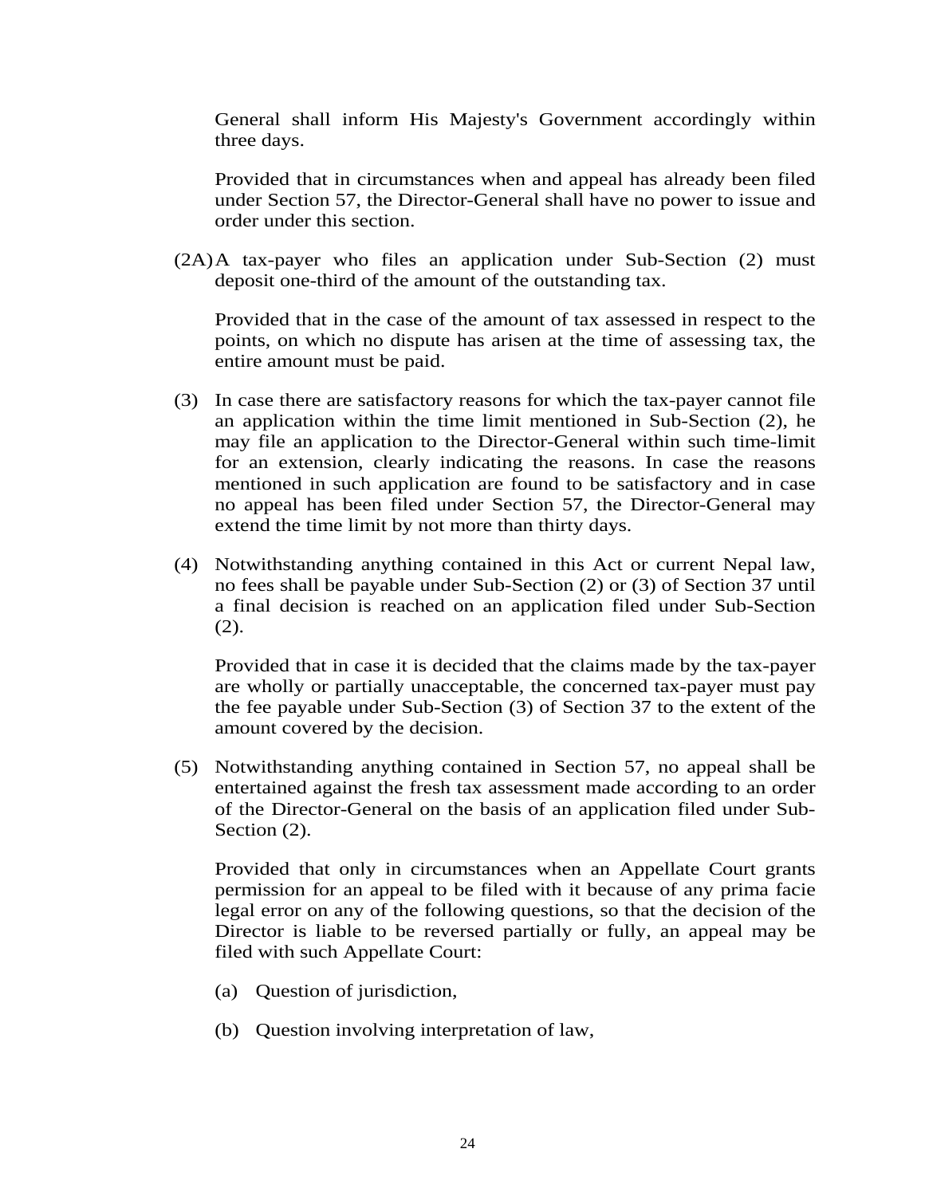General shall inform His Majesty's Government accordingly within three days.

Provided that in circumstances when and appeal has already been filed under Section 57, the Director-General shall have no power to issue and order under this section.

(2A) A tax-payer who files an application under Sub-Section (2) must deposit one-third of the amount of the outstanding tax.

Provided that in the case of the amount of tax assessed in respect to the points, on which no dispute has arisen at the time of assessing tax, the entire amount must be paid.

(3) In case there are satisfactory reasons for which the tax-payer cannot file an application within the time limit mentioned in Sub-Section (2), he may file an application to the Director-General within such time-limit for an extension, clearly indicating the reasons. In case the reasons mentioned in such application are found to be satisfactory and in case no appeal has been filed under Section 57, the Director-General may extend the time limit by not more than thirty days.

(4) Notwithstanding anything contained in this Act or current Nepal law, no fees shall be payable under Sub-Section (2) or (3) of Section 37 until a final decision is reached on an application filed under Sub-Section (2).

Provided that in case it is decided that the claims made by the tax-payer are wholly or partially unacceptable, the concerned tax-payer must pay the fee payable under Sub-Section (3) of Section 37 to the extent of the amount covered by the decision.

(5) Notwithstanding anything contained in Section 57, no appeal shall be entertained against the fresh tax assessment made according to an order of the Director-General on the basis of an application filed under Sub-Section (2).

Provided that only in circumstances when an Appellate Court grants permission for an appeal to be filed with it because of any prima facie legal error on any of the following questions, so that the decision of the Director is liable to be reversed partially or fully, an appeal may be filed with such Appellate Court:

(a) Question of jurisdiction,

(b) Question involving interpretation of law,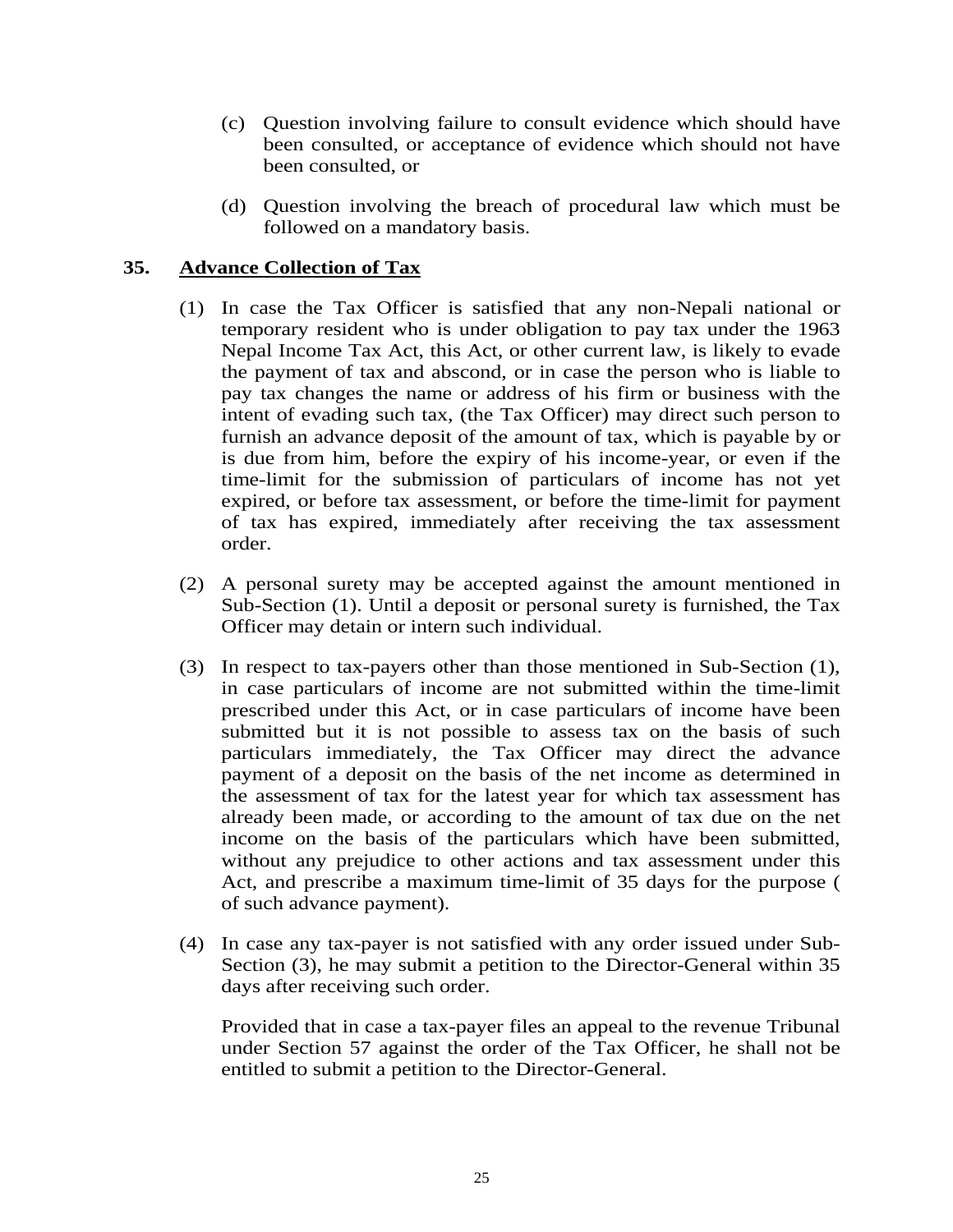(c) Question involving failure to consult evidence which should have been consulted, or acceptance of evidence which should not have been consulted, or

(d) Question involving the breach of procedural law which must be followed on a mandatory basis.

## 35. Advance Collection of Tax

(1) In case the Tax Officer is satisfied that any non-Nepali national or temporary resident who is under obligation to pay tax under the 1963 Nepal Income Tax Act, this Act, or other current law, is likely to evade the payment of tax and abscond, or in case the person who is liable to pay tax changes the name or address of his firm or business with the intent of evading such tax, (the Tax Officer) may direct such person to furnish an advance deposit of the amount of tax, which is payable by or is due from him, before the expiry of his income-year, or even if the time-limit for the submission of particulars of income has not yet expired, or before tax assessment, or before the time-limit for payment of tax has expired, immediately after receiving the tax assessment order.

(2) A personal surety may be accepted against the amount mentioned in Sub-Section (1). Until a deposit or personal surety is furnished, the Tax Officer may detain or intern such individual.

(3) In respect to tax-payers other than those mentioned in Sub-Section (1), in case particulars of income are not submitted within the time-limit prescribed under this Act, or in case particulars of income have been submitted but it is not possible to assess tax on the basis of such particulars immediately, the Tax Officer may direct the advance payment of a deposit on the basis of the net income as determined in the assessment of tax for the latest year for which tax assessment has already been made, or according to the amount of tax due on the net income on the basis of the particulars which have been submitted, without any prejudice to other actions and tax assessment under this Act, and prescribe a maximum time-limit of 35 days for the purpose ( of such advance payment).

(4) In case any tax-payer is not satisfied with any order issued under Sub-Section (3), he may submit a petition to the Director-General within 35 days after receiving such order.

Provided that in case a tax-payer files an appeal to the revenue Tribunal under Section 57 against the order of the Tax Officer, he shall not be entitled to submit a petition to the Director-General.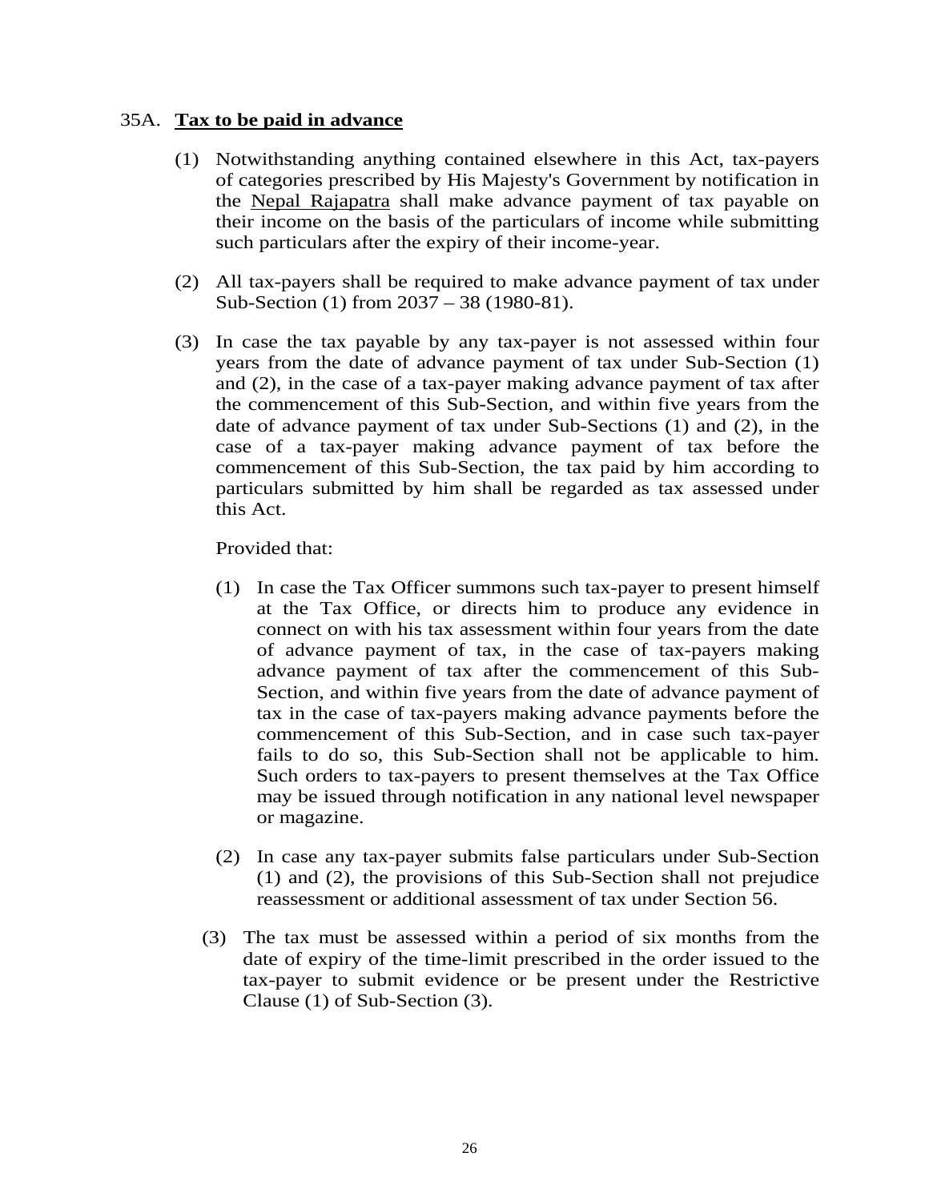35A. **<u>Tax to be paid in advance</u>**

(1) Notwithstanding anything contained elsewhere in this Act, tax-payers of categories prescribed by His Majesty's Government by notification in the <u>Nepal Rajapatra</u> shall make advance payment of tax payable on their income on the basis of the particulars of income while submitting such particulars after the expiry of their income-year.

(2) All tax-payers shall be required to make advance payment of tax under Sub-Section (1) from 2037 – 38 (1980-81).

(3) In case the tax payable by any tax-payer is not assessed within four years from the date of advance payment of tax under Sub-Section (1) and (2), in the case of a tax-payer making advance payment of tax after the commencement of this Sub-Section, and within five years from the date of advance payment of tax under Sub-Sections (1) and (2), in the case of a tax-payer making advance payment of tax before the commencement of this Sub-Section, the tax paid by him according to particulars submitted by him shall be regarded as tax assessed under this Act.

Provided that:

(1) In case the Tax Officer summons such tax-payer to present himself at the Tax Office, or directs him to produce any evidence in connect on with his tax assessment within four years from the date of advance payment of tax, in the case of tax-payers making advance payment of tax after the commencement of this Sub-Section, and within five years from the date of advance payment of tax in the case of tax-payers making advance payments before the commencement of this Sub-Section, and in case such tax-payer fails to do so, this Sub-Section shall not be applicable to him. Such orders to tax-payers to present themselves at the Tax Office may be issued through notification in any national level newspaper or magazine.

(2) In case any tax-payer submits false particulars under Sub-Section (1) and (2), the provisions of this Sub-Section shall not prejudice reassessment or additional assessment of tax under Section 56.

(3) The tax must be assessed within a period of six months from the date of expiry of the time-limit prescribed in the order issued to the tax-payer to submit evidence or be present under the Restrictive Clause (1) of Sub-Section (3).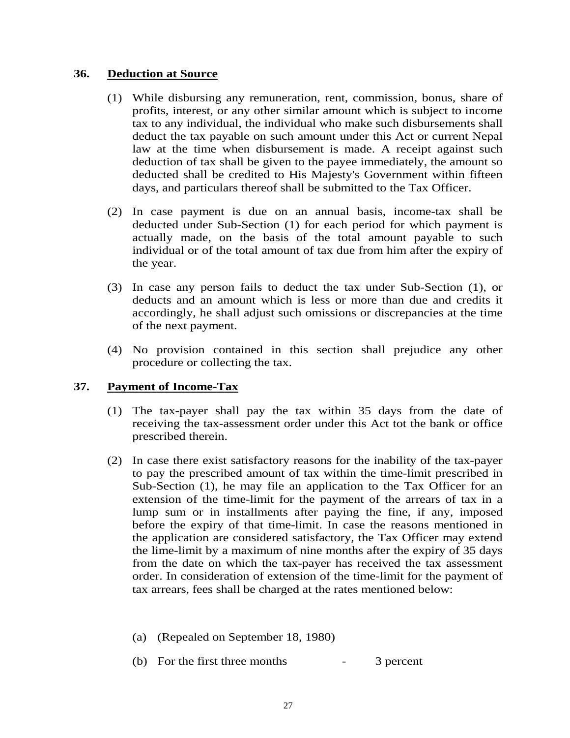**36. Deduction at Source**

(1) While disbursing any remuneration, rent, commission, bonus, share of profits, interest, or any other similar amount which is subject to income tax to any individual, the individual who make such disbursements shall deduct the tax payable on such amount under this Act or current Nepal law at the time when disbursement is made. A receipt against such deduction of tax shall be given to the payee immediately, the amount so deducted shall be credited to His Majesty's Government within fifteen days, and particulars thereof shall be submitted to the Tax Officer.

(2) In case payment is due on an annual basis, income-tax shall be deducted under Sub-Section (1) for each period for which payment is actually made, on the basis of the total amount payable to such individual or of the total amount of tax due from him after the expiry of the year.

(3) In case any person fails to deduct the tax under Sub-Section (1), or deducts and an amount which is less or more than due and credits it accordingly, he shall adjust such omissions or discrepancies at the time of the next payment.

(4) No provision contained in this section shall prejudice any other procedure or collecting the tax.

**37. Payment of Income-Tax**

(1) The tax-payer shall pay the tax within 35 days from the date of receiving the tax-assessment order under this Act tot the bank or office prescribed therein.

(2) In case there exist satisfactory reasons for the inability of the tax-payer to pay the prescribed amount of tax within the time-limit prescribed in Sub-Section (1), he may file an application to the Tax Officer for an extension of the time-limit for the payment of the arrears of tax in a lump sum or in installments after paying the fine, if any, imposed before the expiry of that time-limit. In case the reasons mentioned in the application are considered satisfactory, the Tax Officer may extend the lime-limit by a maximum of nine months after the expiry of 35 days from the date on which the tax-payer has received the tax assessment order. In consideration of extension of the time-limit for the payment of tax arrears, fees shall be charged at the rates mentioned below:

(a) (Repealed on September 18, 1980)

(b) For the first three months - 3 percent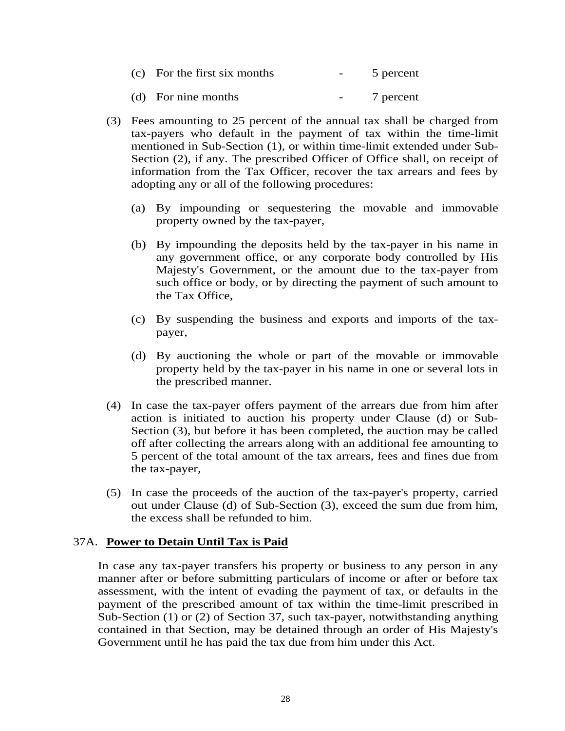(c) For the first six months - 5 percent

(d) For nine months - 7 percent

(3) Fees amounting to 25 percent of the annual tax shall be charged from tax-payers who default in the payment of tax within the time-limit mentioned in Sub-Section (1), or within time-limit extended under Sub-Section (2), if any. The prescribed Officer of Office shall, on receipt of information from the Tax Officer, recover the tax arrears and fees by adopting any or all of the following procedures:

   (a) By impounding or sequestering the movable and immovable property owned by the tax-payer,

   (b) By impounding the deposits held by the tax-payer in his name in any government office, or any corporate body controlled by His Majesty's Government, or the amount due to the tax-payer from such office or body, or by directing the payment of such amount to the Tax Office,

   (c) By suspending the business and exports and imports of the tax-payer,

   (d) By auctioning the whole or part of the movable or immovable property held by the tax-payer in his name in one or several lots in the prescribed manner.

(4) In case the tax-payer offers payment of the arrears due from him after action is initiated to auction his property under Clause (d) or Sub-Section (3), but before it has been completed, the auction may be called off after collecting the arrears along with an additional fee amounting to 5 percent of the total amount of the tax arrears, fees and fines due from the tax-payer,

(5) In case the proceeds of the auction of the tax-payer's property, carried out under Clause (d) of Sub-Section (3), exceed the sum due from him, the excess shall be refunded to him.

## 37A. **Power to Detain Until Tax is Paid**

In case any tax-payer transfers his property or business to any person in any manner after or before submitting particulars of income or after or before tax assessment, with the intent of evading the payment of tax, or defaults in the payment of the prescribed amount of tax within the time-limit prescribed in Sub-Section (1) or (2) of Section 37, such tax-payer, notwithstanding anything contained in that Section, may be detained through an order of His Majesty's Government until he has paid the tax due from him under this Act.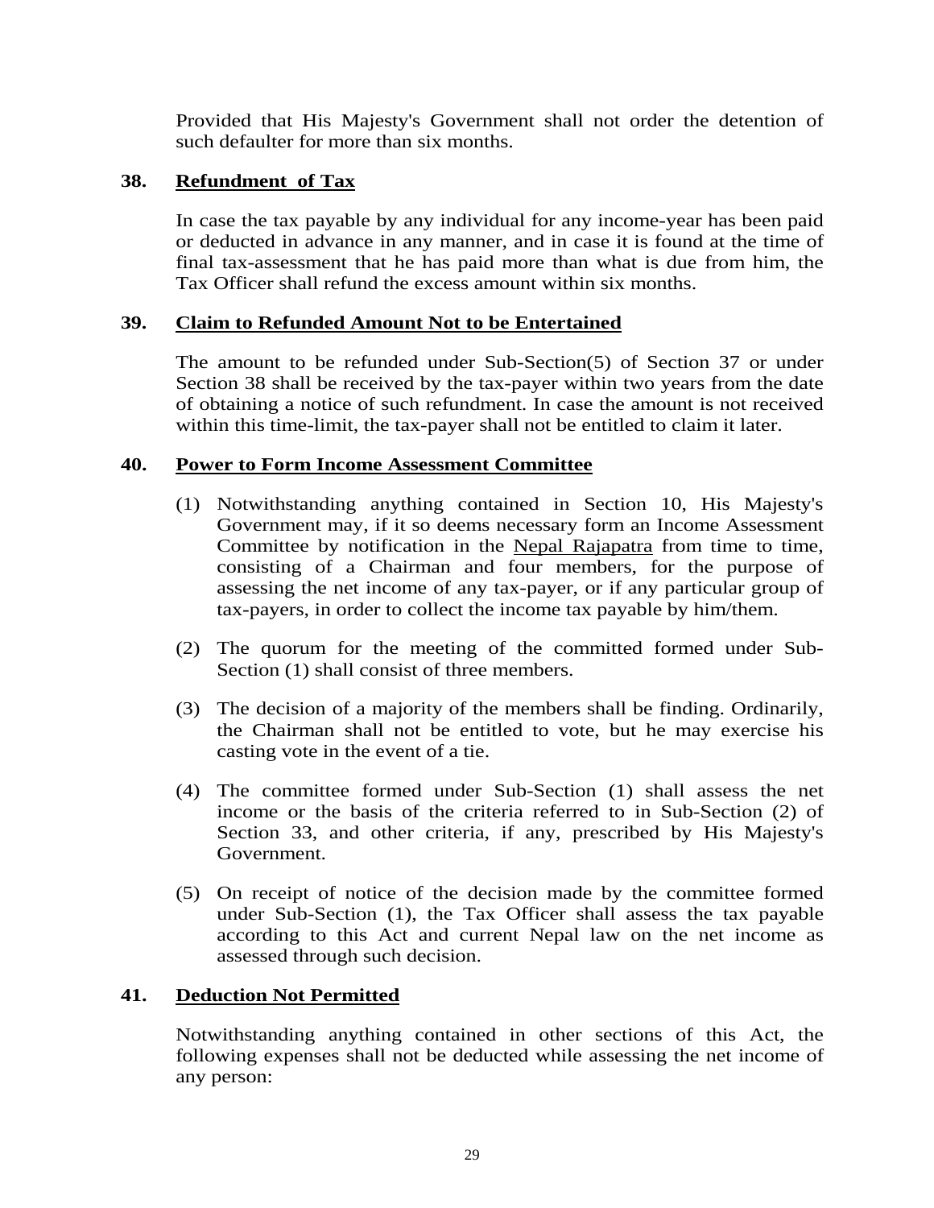Provided that His Majesty's Government shall not order the detention of such defaulter for more than six months.

### 38. Refundment of Tax

In case the tax payable by any individual for any income-year has been paid or deducted in advance in any manner, and in case it is found at the time of final tax-assessment that he has paid more than what is due from him, the Tax Officer shall refund the excess amount within six months.

### 39. Claim to Refunded Amount Not to be Entertained

The amount to be refunded under Sub-Section(5) of Section 37 or under Section 38 shall be received by the tax-payer within two years from the date of obtaining a notice of such refundment. In case the amount is not received within this time-limit, the tax-payer shall not be entitled to claim it later.

### 40. Power to Form Income Assessment Committee

(1) Notwithstanding anything contained in Section 10, His Majesty's Government may, if it so deems necessary form an Income Assessment Committee by notification in the Nepal Rajapatra from time to time, consisting of a Chairman and four members, for the purpose of assessing the net income of any tax-payer, or if any particular group of tax-payers, in order to collect the income tax payable by him/them.

(2) The quorum for the meeting of the committed formed under Sub-Section (1) shall consist of three members.

(3) The decision of a majority of the members shall be finding. Ordinarily, the Chairman shall not be entitled to vote, but he may exercise his casting vote in the event of a tie.

(4) The committee formed under Sub-Section (1) shall assess the net income or the basis of the criteria referred to in Sub-Section (2) of Section 33, and other criteria, if any, prescribed by His Majesty's Government.

(5) On receipt of notice of the decision made by the committee formed under Sub-Section (1), the Tax Officer shall assess the tax payable according to this Act and current Nepal law on the net income as assessed through such decision.

### 41. Deduction Not Permitted

Notwithstanding anything contained in other sections of this Act, the following expenses shall not be deducted while assessing the net income of any person: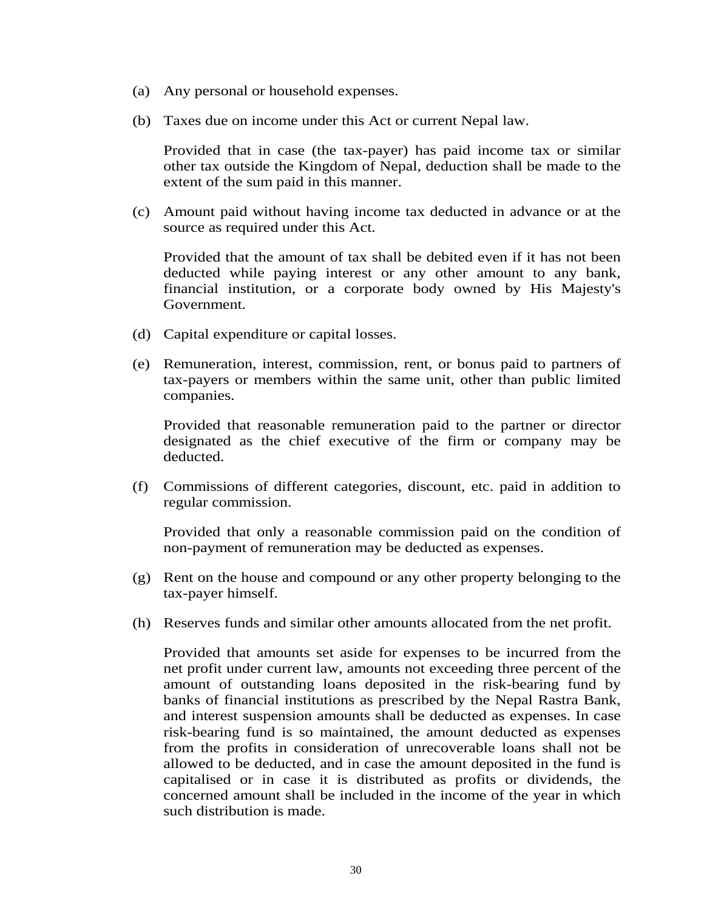(a) Any personal or household expenses.

(b) Taxes due on income under this Act or current Nepal law.

Provided that in case (the tax-payer) has paid income tax or similar other tax outside the Kingdom of Nepal, deduction shall be made to the extent of the sum paid in this manner.

(c) Amount paid without having income tax deducted in advance or at the source as required under this Act.

Provided that the amount of tax shall be debited even if it has not been deducted while paying interest or any other amount to any bank, financial institution, or a corporate body owned by His Majesty's Government.

(d) Capital expenditure or capital losses.

(e) Remuneration, interest, commission, rent, or bonus paid to partners of tax-payers or members within the same unit, other than public limited companies.

Provided that reasonable remuneration paid to the partner or director designated as the chief executive of the firm or company may be deducted.

(f) Commissions of different categories, discount, etc. paid in addition to regular commission.

Provided that only a reasonable commission paid on the condition of non-payment of remuneration may be deducted as expenses.

(g) Rent on the house and compound or any other property belonging to the tax-payer himself.

(h) Reserves funds and similar other amounts allocated from the net profit.

Provided that amounts set aside for expenses to be incurred from the net profit under current law, amounts not exceeding three percent of the amount of outstanding loans deposited in the risk-bearing fund by banks of financial institutions as prescribed by the Nepal Rastra Bank, and interest suspension amounts shall be deducted as expenses. In case risk-bearing fund is so maintained, the amount deducted as expenses from the profits in consideration of unrecoverable loans shall not be allowed to be deducted, and in case the amount deposited in the fund is capitalised or in case it is distributed as profits or dividends, the concerned amount shall be included in the income of the year in which such distribution is made.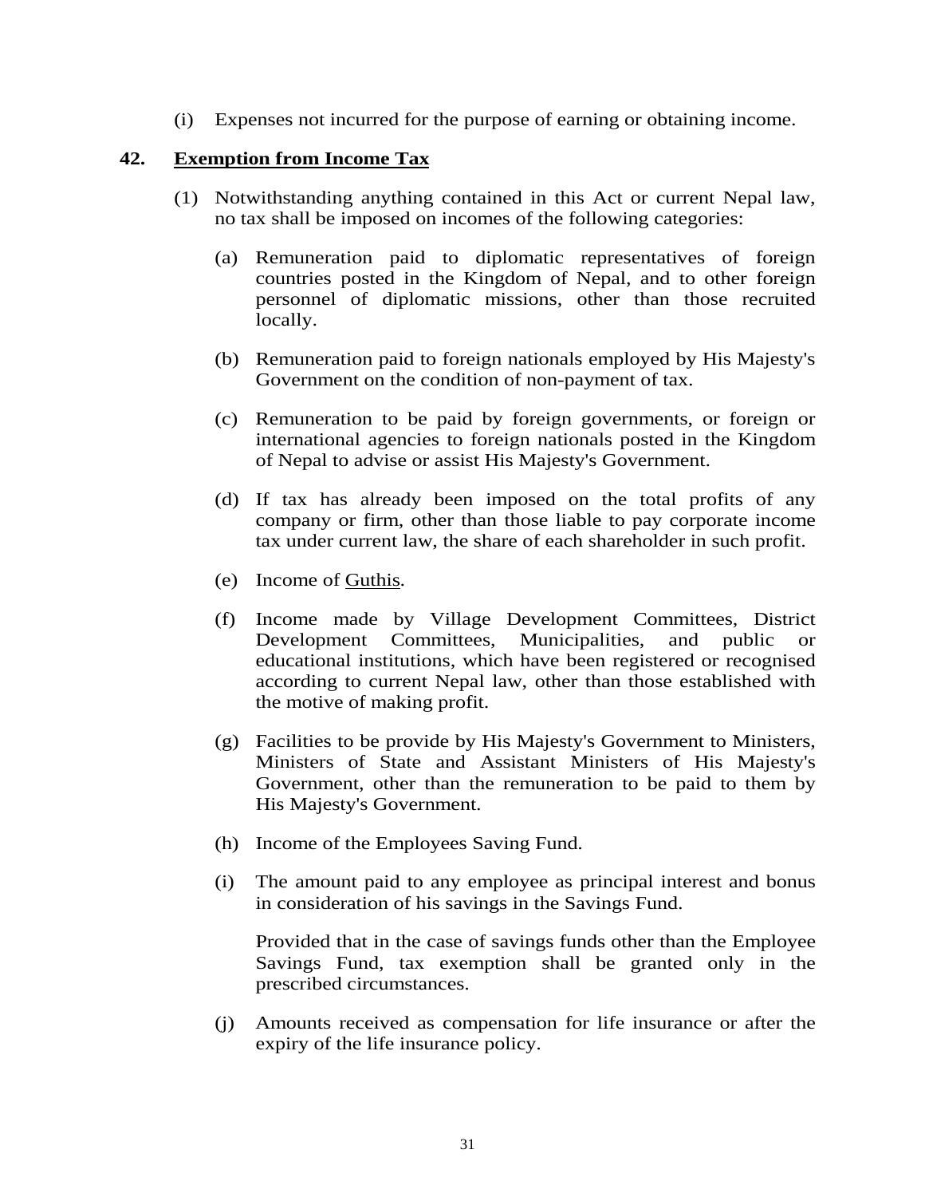(i) Expenses not incurred for the purpose of earning or obtaining income.

## 42. Exemption from Income Tax

(1) Notwithstanding anything contained in this Act or current Nepal law, no tax shall be imposed on incomes of the following categories:

(a) Remuneration paid to diplomatic representatives of foreign countries posted in the Kingdom of Nepal, and to other foreign personnel of diplomatic missions, other than those recruited locally.

(b) Remuneration paid to foreign nationals employed by His Majesty's Government on the condition of non-payment of tax.

(c) Remuneration to be paid by foreign governments, or foreign or international agencies to foreign nationals posted in the Kingdom of Nepal to advise or assist His Majesty's Government.

(d) If tax has already been imposed on the total profits of any company or firm, other than those liable to pay corporate income tax under current law, the share of each shareholder in such profit.

(e) Income of Guthis.

(f) Income made by Village Development Committees, District Development Committees, Municipalities, and public or educational institutions, which have been registered or recognised according to current Nepal law, other than those established with the motive of making profit.

(g) Facilities to be provide by His Majesty's Government to Ministers, Ministers of State and Assistant Ministers of His Majesty's Government, other than the remuneration to be paid to them by His Majesty's Government.

(h) Income of the Employees Saving Fund.

(i) The amount paid to any employee as principal interest and bonus in consideration of his savings in the Savings Fund.

Provided that in the case of savings funds other than the Employee Savings Fund, tax exemption shall be granted only in the prescribed circumstances.

(j) Amounts received as compensation for life insurance or after the expiry of the life insurance policy.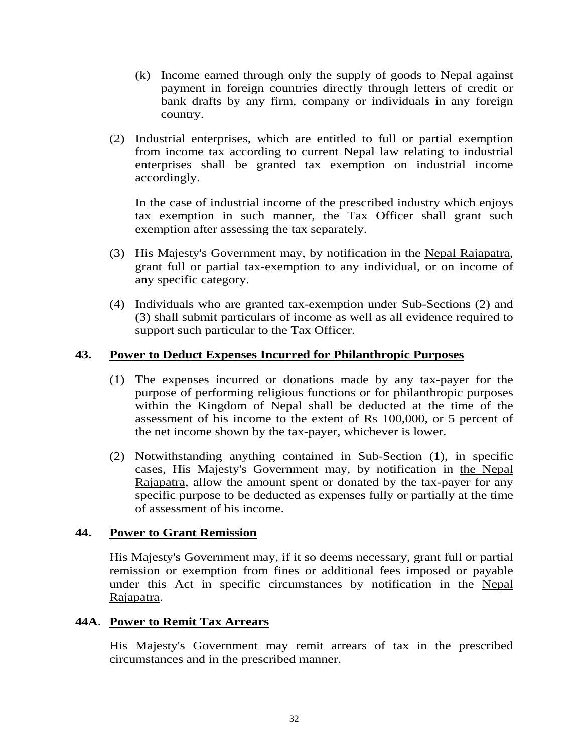(k) Income earned through only the supply of goods to Nepal against payment in foreign countries directly through letters of credit or bank drafts by any firm, company or individuals in any foreign country.

(2) Industrial enterprises, which are entitled to full or partial exemption from income tax according to current Nepal law relating to industrial enterprises shall be granted tax exemption on industrial income accordingly.

In the case of industrial income of the prescribed industry which enjoys tax exemption in such manner, the Tax Officer shall grant such exemption after assessing the tax separately.

(3) His Majesty's Government may, by notification in the Nepal Rajapatra, grant full or partial tax-exemption to any individual, or on income of any specific category.

(4) Individuals who are granted tax-exemption under Sub-Sections (2) and (3) shall submit particulars of income as well as all evidence required to support such particular to the Tax Officer.

## 43. Power to Deduct Expenses Incurred for Philanthropic Purposes

(1) The expenses incurred or donations made by any tax-payer for the purpose of performing religious functions or for philanthropic purposes within the Kingdom of Nepal shall be deducted at the time of the assessment of his income to the extent of Rs 100,000, or 5 percent of the net income shown by the tax-payer, whichever is lower.

(2) Notwithstanding anything contained in Sub-Section (1), in specific cases, His Majesty's Government may, by notification in the Nepal Rajapatra, allow the amount spent or donated by the tax-payer for any specific purpose to be deducted as expenses fully or partially at the time of assessment of his income.

## 44. Power to Grant Remission

His Majesty's Government may, if it so deems necessary, grant full or partial remission or exemption from fines or additional fees imposed or payable under this Act in specific circumstances by notification in the Nepal Rajapatra.

## 44A. Power to Remit Tax Arrears

His Majesty's Government may remit arrears of tax in the prescribed circumstances and in the prescribed manner.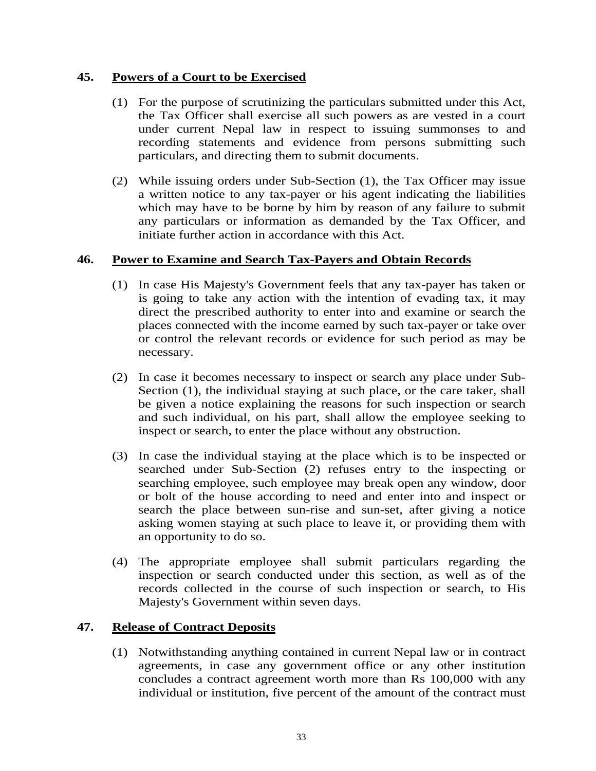## 45. Powers of a Court to be Exercised

(1) For the purpose of scrutinizing the particulars submitted under this Act, the Tax Officer shall exercise all such powers as are vested in a court under current Nepal law in respect to issuing summonses to and recording statements and evidence from persons submitting such particulars, and directing them to submit documents.

(2) While issuing orders under Sub-Section (1), the Tax Officer may issue a written notice to any tax-payer or his agent indicating the liabilities which may have to be borne by him by reason of any failure to submit any particulars or information as demanded by the Tax Officer, and initiate further action in accordance with this Act.

## 46. Power to Examine and Search Tax-Payers and Obtain Records

(1) In case His Majesty's Government feels that any tax-payer has taken or is going to take any action with the intention of evading tax, it may direct the prescribed authority to enter into and examine or search the places connected with the income earned by such tax-payer or take over or control the relevant records or evidence for such period as may be necessary.

(2) In case it becomes necessary to inspect or search any place under Sub-Section (1), the individual staying at such place, or the care taker, shall be given a notice explaining the reasons for such inspection or search and such individual, on his part, shall allow the employee seeking to inspect or search, to enter the place without any obstruction.

(3) In case the individual staying at the place which is to be inspected or searched under Sub-Section (2) refuses entry to the inspecting or searching employee, such employee may break open any window, door or bolt of the house according to need and enter into and inspect or search the place between sun-rise and sun-set, after giving a notice asking women staying at such place to leave it, or providing them with an opportunity to do so.

(4) The appropriate employee shall submit particulars regarding the inspection or search conducted under this section, as well as of the records collected in the course of such inspection or search, to His Majesty's Government within seven days.

## 47. Release of Contract Deposits

(1) Notwithstanding anything contained in current Nepal law or in contract agreements, in case any government office or any other institution concludes a contract agreement worth more than Rs 100,000 with any individual or institution, five percent of the amount of the contract must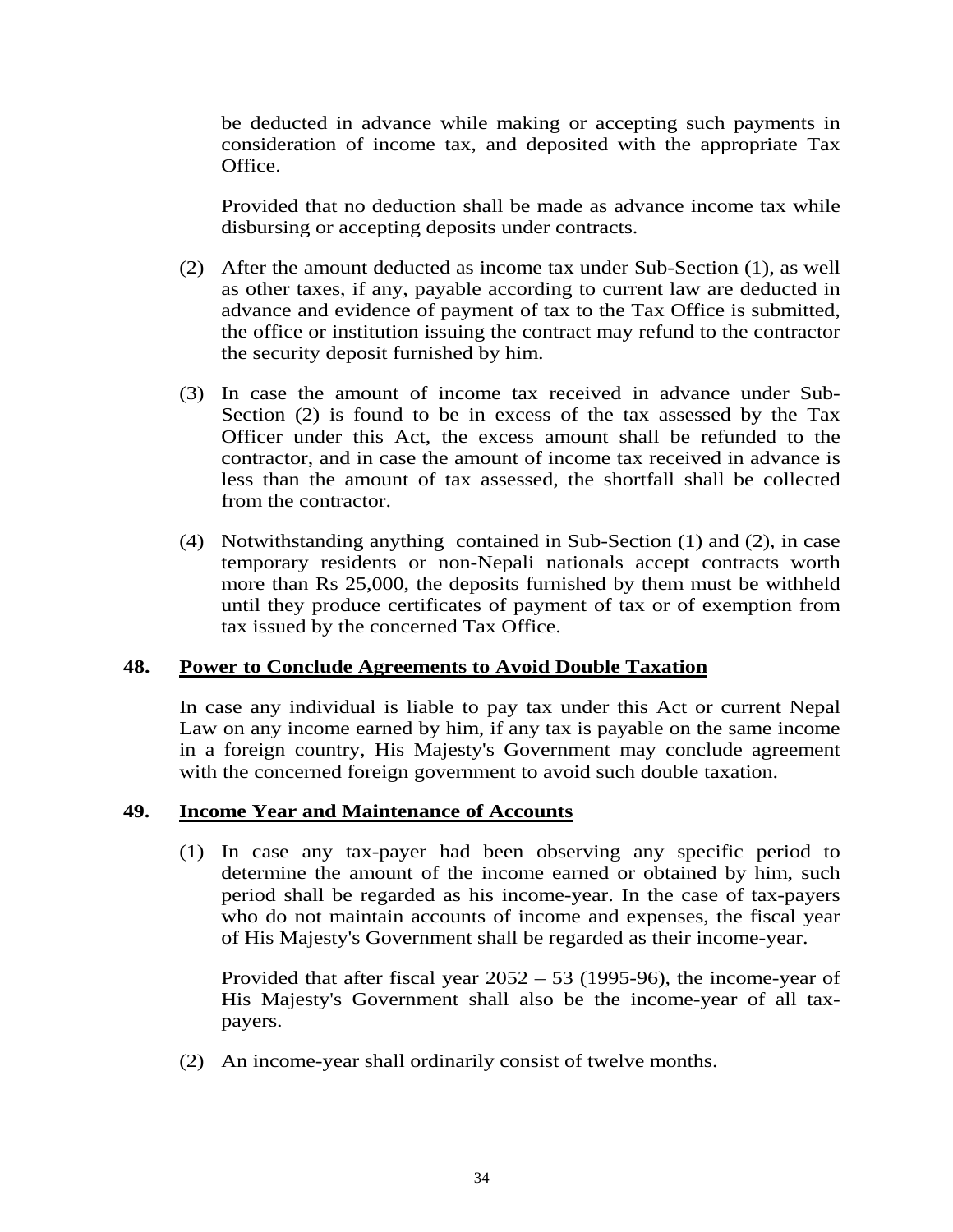be deducted in advance while making or accepting such payments in consideration of income tax, and deposited with the appropriate Tax Office.

Provided that no deduction shall be made as advance income tax while disbursing or accepting deposits under contracts.

(2) After the amount deducted as income tax under Sub-Section (1), as well as other taxes, if any, payable according to current law are deducted in advance and evidence of payment of tax to the Tax Office is submitted, the office or institution issuing the contract may refund to the contractor the security deposit furnished by him.

(3) In case the amount of income tax received in advance under Sub-Section (2) is found to be in excess of the tax assessed by the Tax Officer under this Act, the excess amount shall be refunded to the contractor, and in case the amount of income tax received in advance is less than the amount of tax assessed, the shortfall shall be collected from the contractor.

(4) Notwithstanding anything contained in Sub-Section (1) and (2), in case temporary residents or non-Nepali nationals accept contracts worth more than Rs 25,000, the deposits furnished by them must be withheld until they produce certificates of payment of tax or of exemption from tax issued by the concerned Tax Office.

## 48. Power to Conclude Agreements to Avoid Double Taxation

In case any individual is liable to pay tax under this Act or current Nepal Law on any income earned by him, if any tax is payable on the same income in a foreign country, His Majesty's Government may conclude agreement with the concerned foreign government to avoid such double taxation.

## 49. Income Year and Maintenance of Accounts

(1) In case any tax-payer had been observing any specific period to determine the amount of the income earned or obtained by him, such period shall be regarded as his income-year. In the case of tax-payers who do not maintain accounts of income and expenses, the fiscal year of His Majesty's Government shall be regarded as their income-year.

Provided that after fiscal year 2052 – 53 (1995-96), the income-year of His Majesty's Government shall also be the income-year of all tax-payers.

(2) An income-year shall ordinarily consist of twelve months.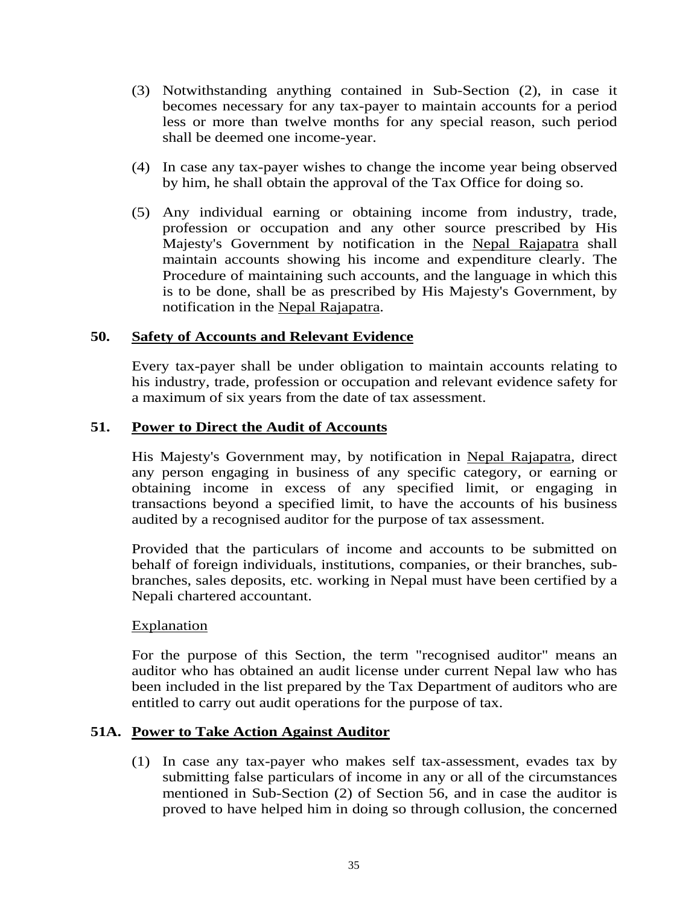(3) Notwithstanding anything contained in Sub-Section (2), in case it becomes necessary for any tax-payer to maintain accounts for a period less or more than twelve months for any special reason, such period shall be deemed one income-year.

(4) In case any tax-payer wishes to change the income year being observed by him, he shall obtain the approval of the Tax Office for doing so.

(5) Any individual earning or obtaining income from industry, trade, profession or occupation and any other source prescribed by His Majesty's Government by notification in the Nepal Rajapatra shall maintain accounts showing his income and expenditure clearly. The Procedure of maintaining such accounts, and the language in which this is to be done, shall be as prescribed by His Majesty's Government, by notification in the Nepal Rajapatra.

### 50. Safety of Accounts and Relevant Evidence

Every tax-payer shall be under obligation to maintain accounts relating to his industry, trade, profession or occupation and relevant evidence safety for a maximum of six years from the date of tax assessment.

### 51. Power to Direct the Audit of Accounts

His Majesty's Government may, by notification in Nepal Rajapatra, direct any person engaging in business of any specific category, or earning or obtaining income in excess of any specified limit, or engaging in transactions beyond a specified limit, to have the accounts of his business audited by a recognised auditor for the purpose of tax assessment.

Provided that the particulars of income and accounts to be submitted on behalf of foreign individuals, institutions, companies, or their branches, sub-branches, sales deposits, etc. working in Nepal must have been certified by a Nepali chartered accountant.

Explanation

For the purpose of this Section, the term "recognised auditor" means an auditor who has obtained an audit license under current Nepal law who has been included in the list prepared by the Tax Department of auditors who are entitled to carry out audit operations for the purpose of tax.

### 51A. Power to Take Action Against Auditor

(1) In case any tax-payer who makes self tax-assessment, evades tax by submitting false particulars of income in any or all of the circumstances mentioned in Sub-Section (2) of Section 56, and in case the auditor is proved to have helped him in doing so through collusion, the concerned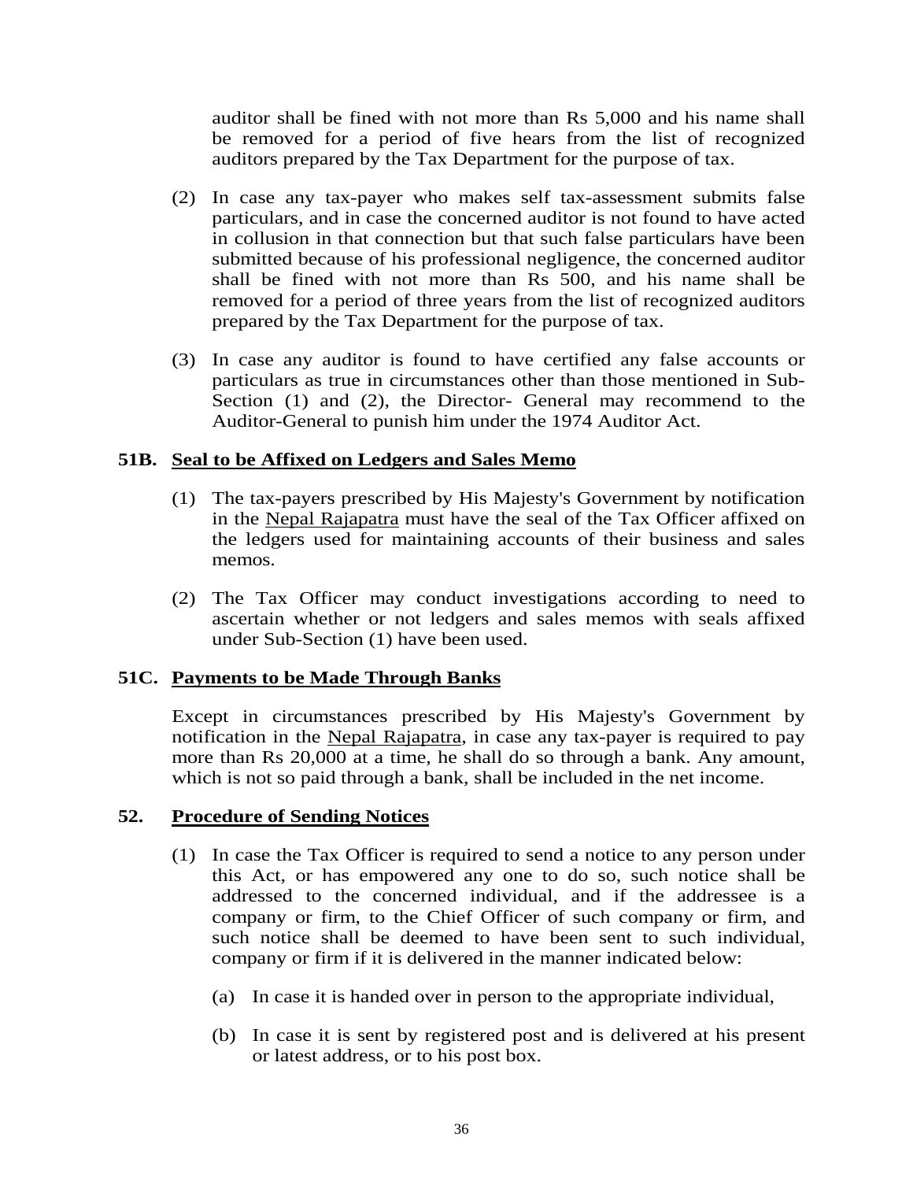auditor shall be fined with not more than Rs 5,000 and his name shall be removed for a period of five hears from the list of recognized auditors prepared by the Tax Department for the purpose of tax.

(2) In case any tax-payer who makes self tax-assessment submits false particulars, and in case the concerned auditor is not found to have acted in collusion in that connection but that such false particulars have been submitted because of his professional negligence, the concerned auditor shall be fined with not more than Rs 500, and his name shall be removed for a period of three years from the list of recognized auditors prepared by the Tax Department for the purpose of tax.

(3) In case any auditor is found to have certified any false accounts or particulars as true in circumstances other than those mentioned in Sub-Section (1) and (2), the Director- General may recommend to the Auditor-General to punish him under the 1974 Auditor Act.

**51B. Seal to be Affixed on Ledgers and Sales Memo**

(1) The tax-payers prescribed by His Majesty's Government by notification in the Nepal Rajapatra must have the seal of the Tax Officer affixed on the ledgers used for maintaining accounts of their business and sales memos.

(2) The Tax Officer may conduct investigations according to need to ascertain whether or not ledgers and sales memos with seals affixed under Sub-Section (1) have been used.

**51C. Payments to be Made Through Banks**

Except in circumstances prescribed by His Majesty's Government by notification in the Nepal Rajapatra, in case any tax-payer is required to pay more than Rs 20,000 at a time, he shall do so through a bank. Any amount, which is not so paid through a bank, shall be included in the net income.

**52. Procedure of Sending Notices**

(1) In case the Tax Officer is required to send a notice to any person under this Act, or has empowered any one to do so, such notice shall be addressed to the concerned individual, and if the addressee is a company or firm, to the Chief Officer of such company or firm, and such notice shall be deemed to have been sent to such individual, company or firm if it is delivered in the manner indicated below:

(a) In case it is handed over in person to the appropriate individual,

(b) In case it is sent by registered post and is delivered at his present or latest address, or to his post box.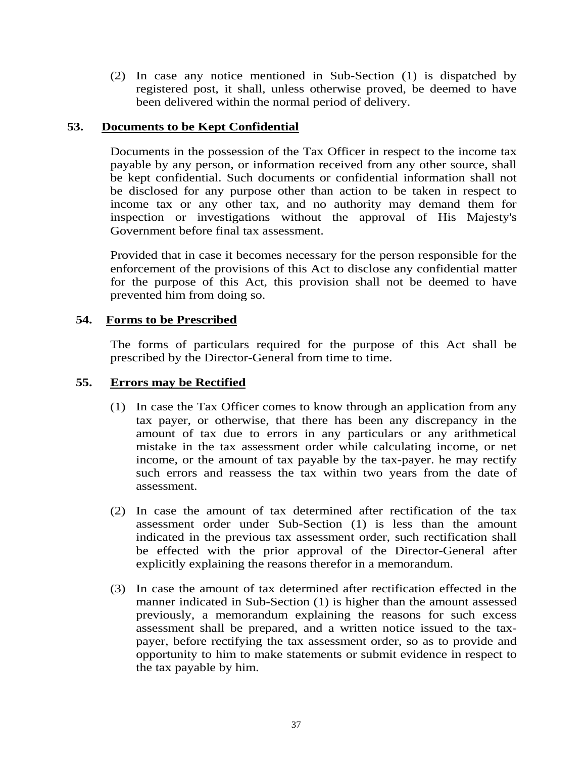(2) In case any notice mentioned in Sub-Section (1) is dispatched by registered post, it shall, unless otherwise proved, be deemed to have been delivered within the normal period of delivery.

**53. Documents to be Kept Confidential**

Documents in the possession of the Tax Officer in respect to the income tax payable by any person, or information received from any other source, shall be kept confidential. Such documents or confidential information shall not be disclosed for any purpose other than action to be taken in respect to income tax or any other tax, and no authority may demand them for inspection or investigations without the approval of His Majesty's Government before final tax assessment.

Provided that in case it becomes necessary for the person responsible for the enforcement of the provisions of this Act to disclose any confidential matter for the purpose of this Act, this provision shall not be deemed to have prevented him from doing so.

**54. Forms to be Prescribed**

The forms of particulars required for the purpose of this Act shall be prescribed by the Director-General from time to time.

**55. Errors may be Rectified**

(1) In case the Tax Officer comes to know through an application from any tax payer, or otherwise, that there has been any discrepancy in the amount of tax due to errors in any particulars or any arithmetical mistake in the tax assessment order while calculating income, or net income, or the amount of tax payable by the tax-payer. he may rectify such errors and reassess the tax within two years from the date of assessment.

(2) In case the amount of tax determined after rectification of the tax assessment order under Sub-Section (1) is less than the amount indicated in the previous tax assessment order, such rectification shall be effected with the prior approval of the Director-General after explicitly explaining the reasons therefor in a memorandum.

(3) In case the amount of tax determined after rectification effected in the manner indicated in Sub-Section (1) is higher than the amount assessed previously, a memorandum explaining the reasons for such excess assessment shall be prepared, and a written notice issued to the tax-payer, before rectifying the tax assessment order, so as to provide and opportunity to him to make statements or submit evidence in respect to the tax payable by him.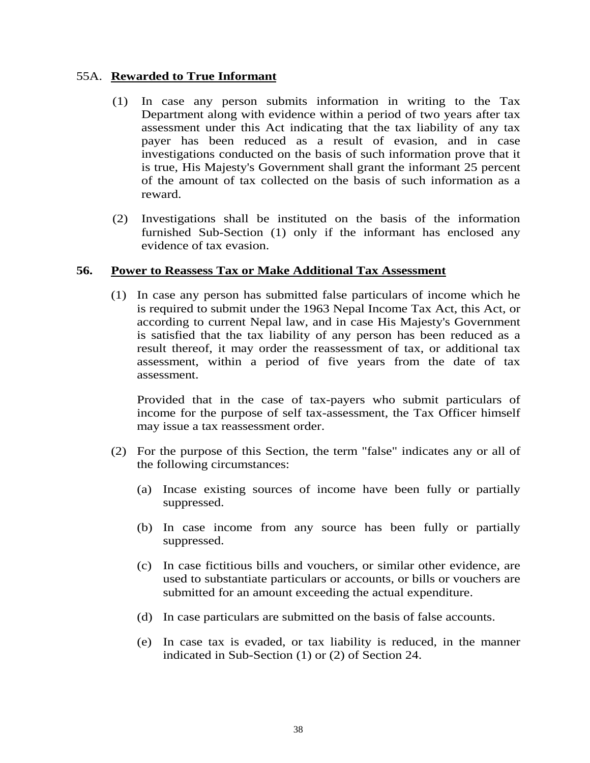55A. **Rewarded to True Informant**

(1) In case any person submits information in writing to the Tax Department along with evidence within a period of two years after tax assessment under this Act indicating that the tax liability of any tax payer has been reduced as a result of evasion, and in case investigations conducted on the basis of such information prove that it is true, His Majesty's Government shall grant the informant 25 percent of the amount of tax collected on the basis of such information as a reward.

(2) Investigations shall be instituted on the basis of the information furnished Sub-Section (1) only if the informant has enclosed any evidence of tax evasion.

**56. Power to Reassess Tax or Make Additional Tax Assessment**

(1) In case any person has submitted false particulars of income which he is required to submit under the 1963 Nepal Income Tax Act, this Act, or according to current Nepal law, and in case His Majesty's Government is satisfied that the tax liability of any person has been reduced as a result thereof, it may order the reassessment of tax, or additional tax assessment, within a period of five years from the date of tax assessment.

Provided that in the case of tax-payers who submit particulars of income for the purpose of self tax-assessment, the Tax Officer himself may issue a tax reassessment order.

(2) For the purpose of this Section, the term "false" indicates any or all of the following circumstances:

(a) Incase existing sources of income have been fully or partially suppressed.

(b) In case income from any source has been fully or partially suppressed.

(c) In case fictitious bills and vouchers, or similar other evidence, are used to substantiate particulars or accounts, or bills or vouchers are submitted for an amount exceeding the actual expenditure.

(d) In case particulars are submitted on the basis of false accounts.

(e) In case tax is evaded, or tax liability is reduced, in the manner indicated in Sub-Section (1) or (2) of Section 24.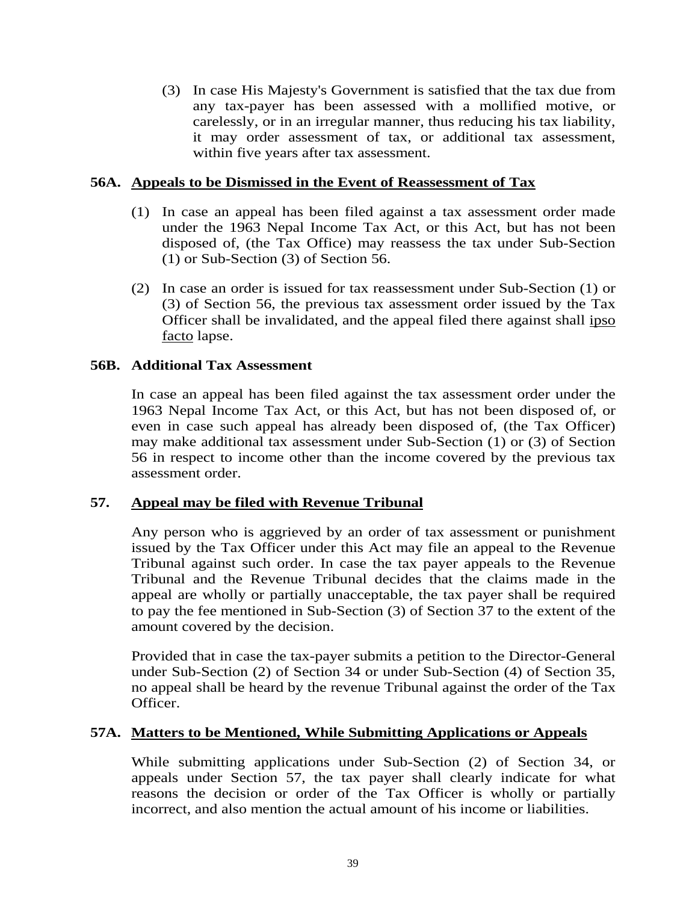(3) In case His Majesty's Government is satisfied that the tax due from any tax-payer has been assessed with a mollified motive, or carelessly, or in an irregular manner, thus reducing his tax liability, it may order assessment of tax, or additional tax assessment, within five years after tax assessment.

### 56A. Appeals to be Dismissed in the Event of Reassessment of Tax

(1) In case an appeal has been filed against a tax assessment order made under the 1963 Nepal Income Tax Act, or this Act, but has not been disposed of, (the Tax Office) may reassess the tax under Sub-Section (1) or Sub-Section (3) of Section 56.

(2) In case an order is issued for tax reassessment under Sub-Section (1) or (3) of Section 56, the previous tax assessment order issued by the Tax Officer shall be invalidated, and the appeal filed there against shall ipso facto lapse.

### 56B. Additional Tax Assessment

In case an appeal has been filed against the tax assessment order under the 1963 Nepal Income Tax Act, or this Act, but has not been disposed of, or even in case such appeal has already been disposed of, (the Tax Officer) may make additional tax assessment under Sub-Section (1) or (3) of Section 56 in respect to income other than the income covered by the previous tax assessment order.

### 57. Appeal may be filed with Revenue Tribunal

Any person who is aggrieved by an order of tax assessment or punishment issued by the Tax Officer under this Act may file an appeal to the Revenue Tribunal against such order. In case the tax payer appeals to the Revenue Tribunal and the Revenue Tribunal decides that the claims made in the appeal are wholly or partially unacceptable, the tax payer shall be required to pay the fee mentioned in Sub-Section (3) of Section 37 to the extent of the amount covered by the decision.

Provided that in case the tax-payer submits a petition to the Director-General under Sub-Section (2) of Section 34 or under Sub-Section (4) of Section 35, no appeal shall be heard by the revenue Tribunal against the order of the Tax Officer.

### 57A. Matters to be Mentioned, While Submitting Applications or Appeals

While submitting applications under Sub-Section (2) of Section 34, or appeals under Section 57, the tax payer shall clearly indicate for what reasons the decision or order of the Tax Officer is wholly or partially incorrect, and also mention the actual amount of his income or liabilities.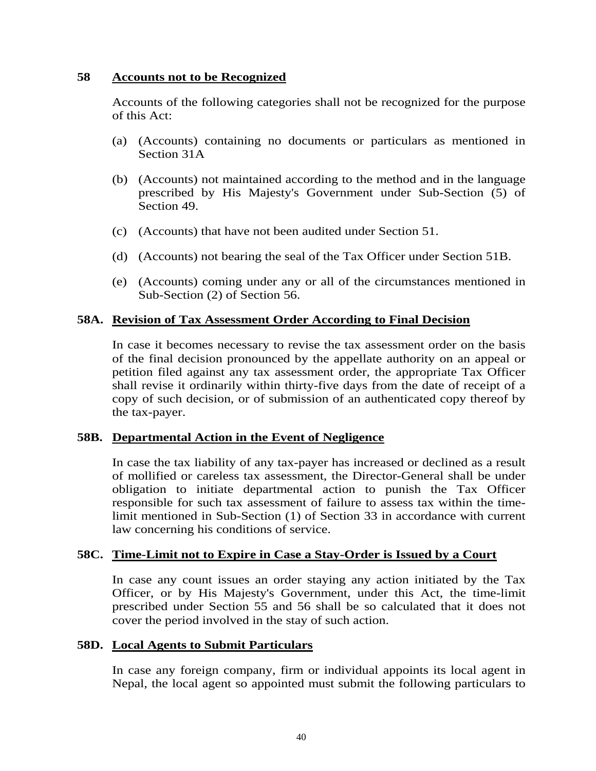**58 Accounts not to be Recognized**

Accounts of the following categories shall not be recognized for the purpose of this Act:

(a) (Accounts) containing no documents or particulars as mentioned in Section 31A

(b) (Accounts) not maintained according to the method and in the language prescribed by His Majesty's Government under Sub-Section (5) of Section 49.

(c) (Accounts) that have not been audited under Section 51.

(d) (Accounts) not bearing the seal of the Tax Officer under Section 51B.

(e) (Accounts) coming under any or all of the circumstances mentioned in Sub-Section (2) of Section 56.

**58A. Revision of Tax Assessment Order According to Final Decision**

In case it becomes necessary to revise the tax assessment order on the basis of the final decision pronounced by the appellate authority on an appeal or petition filed against any tax assessment order, the appropriate Tax Officer shall revise it ordinarily within thirty-five days from the date of receipt of a copy of such decision, or of submission of an authenticated copy thereof by the tax-payer.

**58B. Departmental Action in the Event of Negligence**

In case the tax liability of any tax-payer has increased or declined as a result of mollified or careless tax assessment, the Director-General shall be under obligation to initiate departmental action to punish the Tax Officer responsible for such tax assessment of failure to assess tax within the time-limit mentioned in Sub-Section (1) of Section 33 in accordance with current law concerning his conditions of service.

**58C. Time-Limit not to Expire in Case a Stay-Order is Issued by a Court**

In case any count issues an order staying any action initiated by the Tax Officer, or by His Majesty's Government, under this Act, the time-limit prescribed under Section 55 and 56 shall be so calculated that it does not cover the period involved in the stay of such action.

**58D. Local Agents to Submit Particulars**

In case any foreign company, firm or individual appoints its local agent in Nepal, the local agent so appointed must submit the following particulars to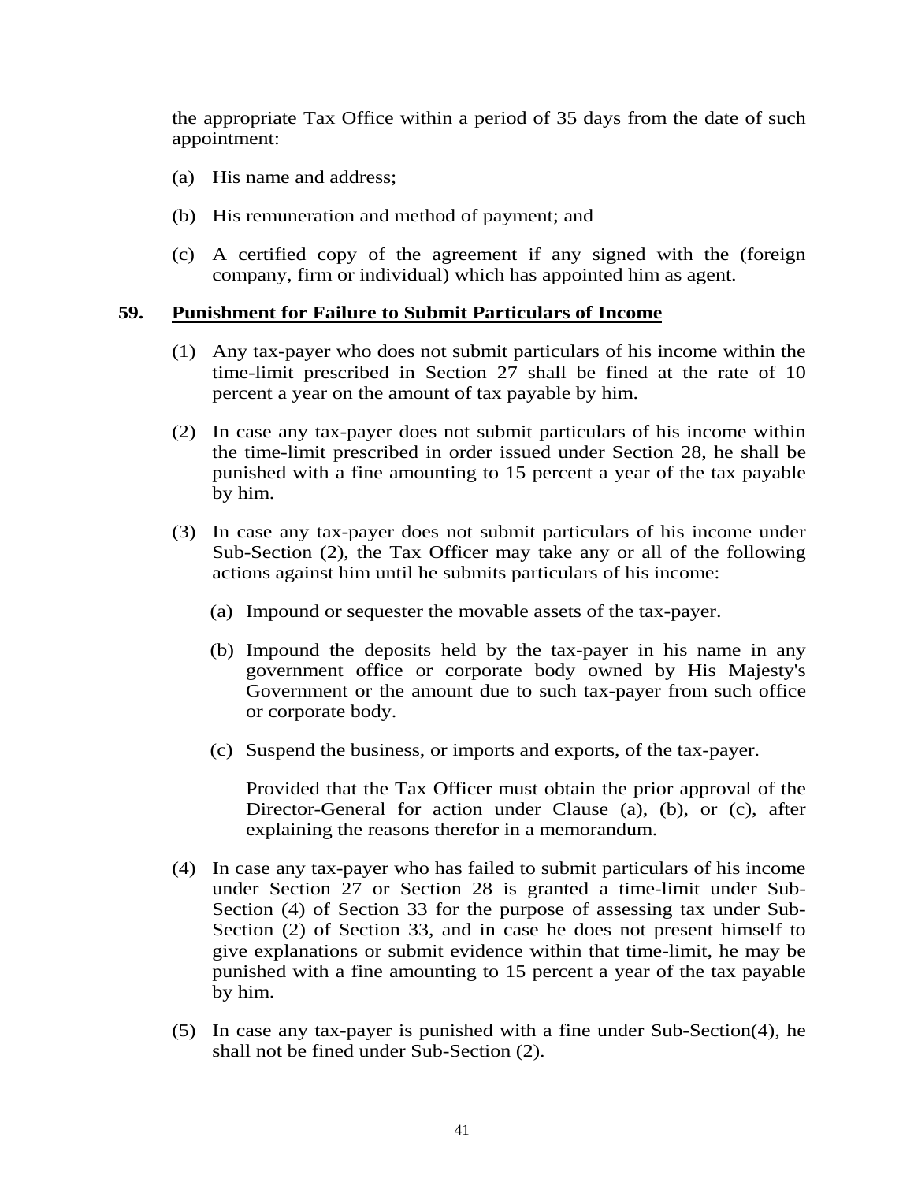the appropriate Tax Office within a period of 35 days from the date of such appointment:

(a) His name and address;

(b) His remuneration and method of payment; and

(c) A certified copy of the agreement if any signed with the (foreign company, firm or individual) which has appointed him as agent.

**59. <u>Punishment for Failure to Submit Particulars of Income</u>**

(1) Any tax-payer who does not submit particulars of his income within the time-limit prescribed in Section 27 shall be fined at the rate of 10 percent a year on the amount of tax payable by him.

(2) In case any tax-payer does not submit particulars of his income within the time-limit prescribed in order issued under Section 28, he shall be punished with a fine amounting to 15 percent a year of the tax payable by him.

(3) In case any tax-payer does not submit particulars of his income under Sub-Section (2), the Tax Officer may take any or all of the following actions against him until he submits particulars of his income:

(a) Impound or sequester the movable assets of the tax-payer.

(b) Impound the deposits held by the tax-payer in his name in any government office or corporate body owned by His Majesty's Government or the amount due to such tax-payer from such office or corporate body.

(c) Suspend the business, or imports and exports, of the tax-payer.

Provided that the Tax Officer must obtain the prior approval of the Director-General for action under Clause (a), (b), or (c), after explaining the reasons therefor in a memorandum.

(4) In case any tax-payer who has failed to submit particulars of his income under Section 27 or Section 28 is granted a time-limit under Sub-Section (4) of Section 33 for the purpose of assessing tax under Sub-Section (2) of Section 33, and in case he does not present himself to give explanations or submit evidence within that time-limit, he may be punished with a fine amounting to 15 percent a year of the tax payable by him.

(5) In case any tax-payer is punished with a fine under Sub-Section(4), he shall not be fined under Sub-Section (2).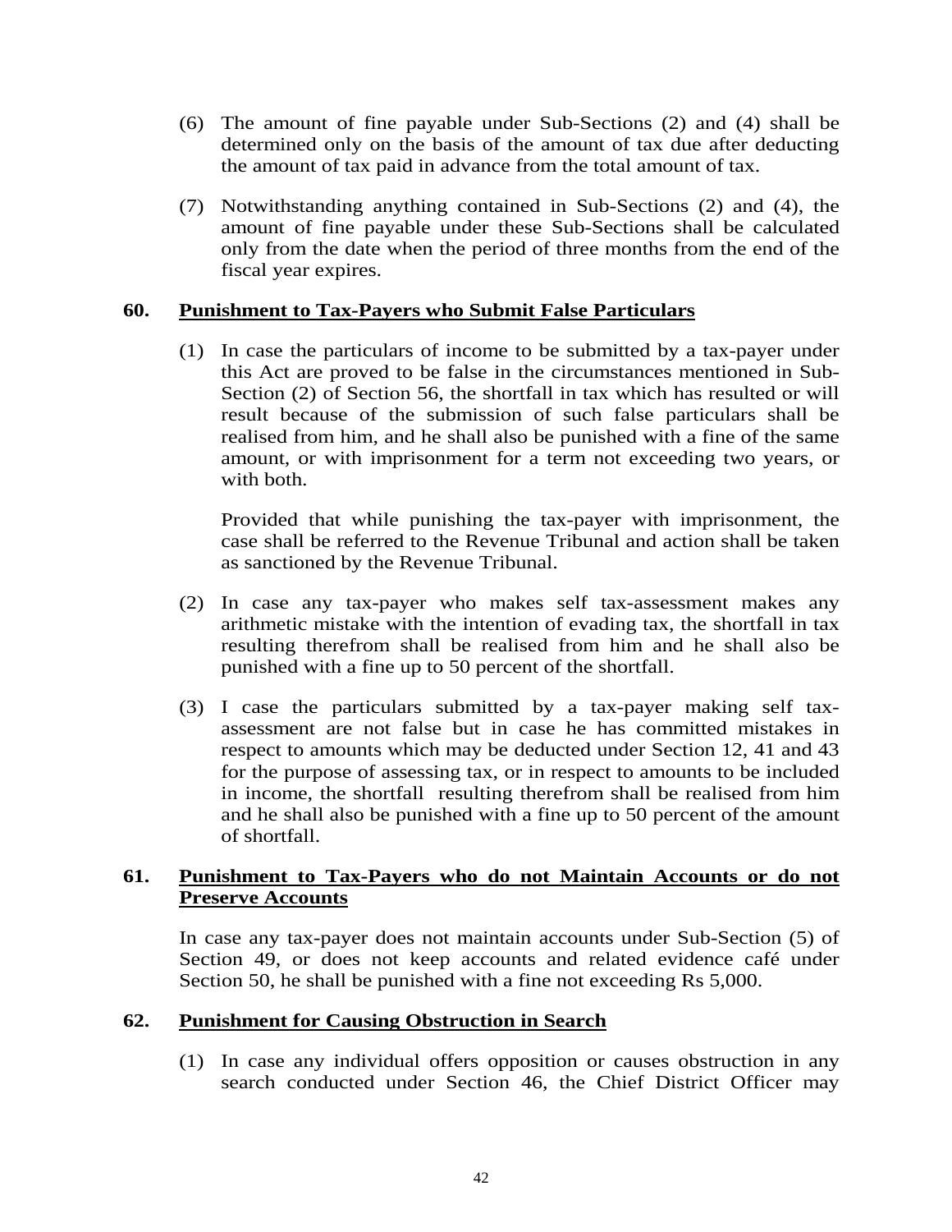(6) The amount of fine payable under Sub-Sections (2) and (4) shall be determined only on the basis of the amount of tax due after deducting the amount of tax paid in advance from the total amount of tax.

(7) Notwithstanding anything contained in Sub-Sections (2) and (4), the amount of fine payable under these Sub-Sections shall be calculated only from the date when the period of three months from the end of the fiscal year expires.

## 60. Punishment to Tax-Payers who Submit False Particulars

(1) In case the particulars of income to be submitted by a tax-payer under this Act are proved to be false in the circumstances mentioned in Sub-Section (2) of Section 56, the shortfall in tax which has resulted or will result because of the submission of such false particulars shall be realised from him, and he shall also be punished with a fine of the same amount, or with imprisonment for a term not exceeding two years, or with both.

Provided that while punishing the tax-payer with imprisonment, the case shall be referred to the Revenue Tribunal and action shall be taken as sanctioned by the Revenue Tribunal.

(2) In case any tax-payer who makes self tax-assessment makes any arithmetic mistake with the intention of evading tax, the shortfall in tax resulting therefrom shall be realised from him and he shall also be punished with a fine up to 50 percent of the shortfall.

(3) I case the particulars submitted by a tax-payer making self tax-assessment are not false but in case he has committed mistakes in respect to amounts which may be deducted under Section 12, 41 and 43 for the purpose of assessing tax, or in respect to amounts to be included in income, the shortfall resulting therefrom shall be realised from him and he shall also be punished with a fine up to 50 percent of the amount of shortfall.

## 61. Punishment to Tax-Payers who do not Maintain Accounts or do not Preserve Accounts

In case any tax-payer does not maintain accounts under Sub-Section (5) of Section 49, or does not keep accounts and related evidence café under Section 50, he shall be punished with a fine not exceeding Rs 5,000.

## 62. Punishment for Causing Obstruction in Search

(1) In case any individual offers opposition or causes obstruction in any search conducted under Section 46, the Chief District Officer may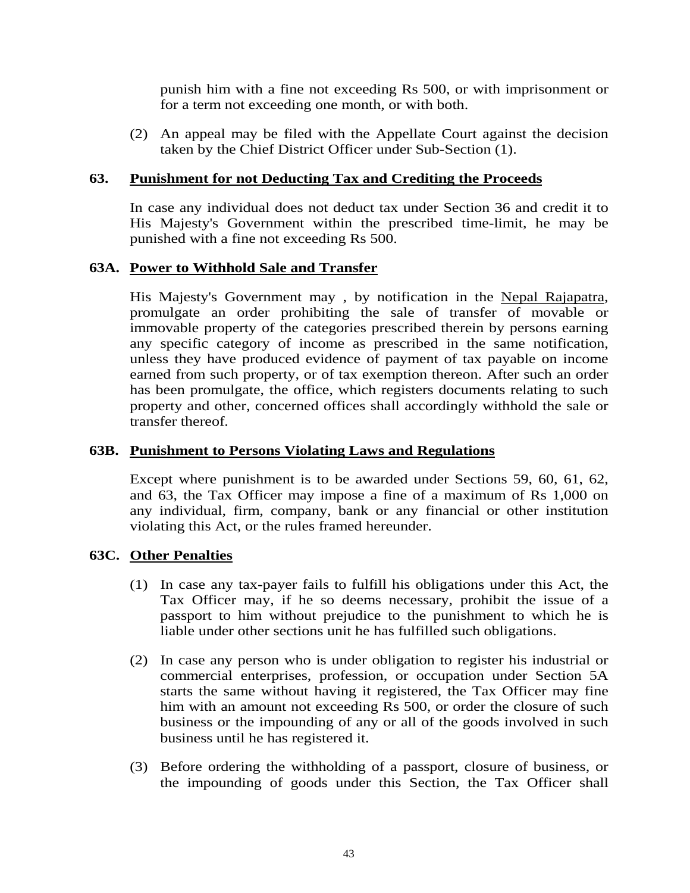punish him with a fine not exceeding Rs 500, or with imprisonment or for a term not exceeding one month, or with both.

(2) An appeal may be filed with the Appellate Court against the decision taken by the Chief District Officer under Sub-Section (1).

### 63. Punishment for not Deducting Tax and Crediting the Proceeds

In case any individual does not deduct tax under Section 36 and credit it to His Majesty's Government within the prescribed time-limit, he may be punished with a fine not exceeding Rs 500.

### 63A. Power to Withhold Sale and Transfer

His Majesty's Government may , by notification in the Nepal Rajapatra, promulgate an order prohibiting the sale of transfer of movable or immovable property of the categories prescribed therein by persons earning any specific category of income as prescribed in the same notification, unless they have produced evidence of payment of tax payable on income earned from such property, or of tax exemption thereon. After such an order has been promulgate, the office, which registers documents relating to such property and other, concerned offices shall accordingly withhold the sale or transfer thereof.

### 63B. Punishment to Persons Violating Laws and Regulations

Except where punishment is to be awarded under Sections 59, 60, 61, 62, and 63, the Tax Officer may impose a fine of a maximum of Rs 1,000 on any individual, firm, company, bank or any financial or other institution violating this Act, or the rules framed hereunder.

### 63C. Other Penalties

(1) In case any tax-payer fails to fulfill his obligations under this Act, the Tax Officer may, if he so deems necessary, prohibit the issue of a passport to him without prejudice to the punishment to which he is liable under other sections unit he has fulfilled such obligations.

(2) In case any person who is under obligation to register his industrial or commercial enterprises, profession, or occupation under Section 5A starts the same without having it registered, the Tax Officer may fine him with an amount not exceeding Rs 500, or order the closure of such business or the impounding of any or all of the goods involved in such business until he has registered it.

(3) Before ordering the withholding of a passport, closure of business, or the impounding of goods under this Section, the Tax Officer shall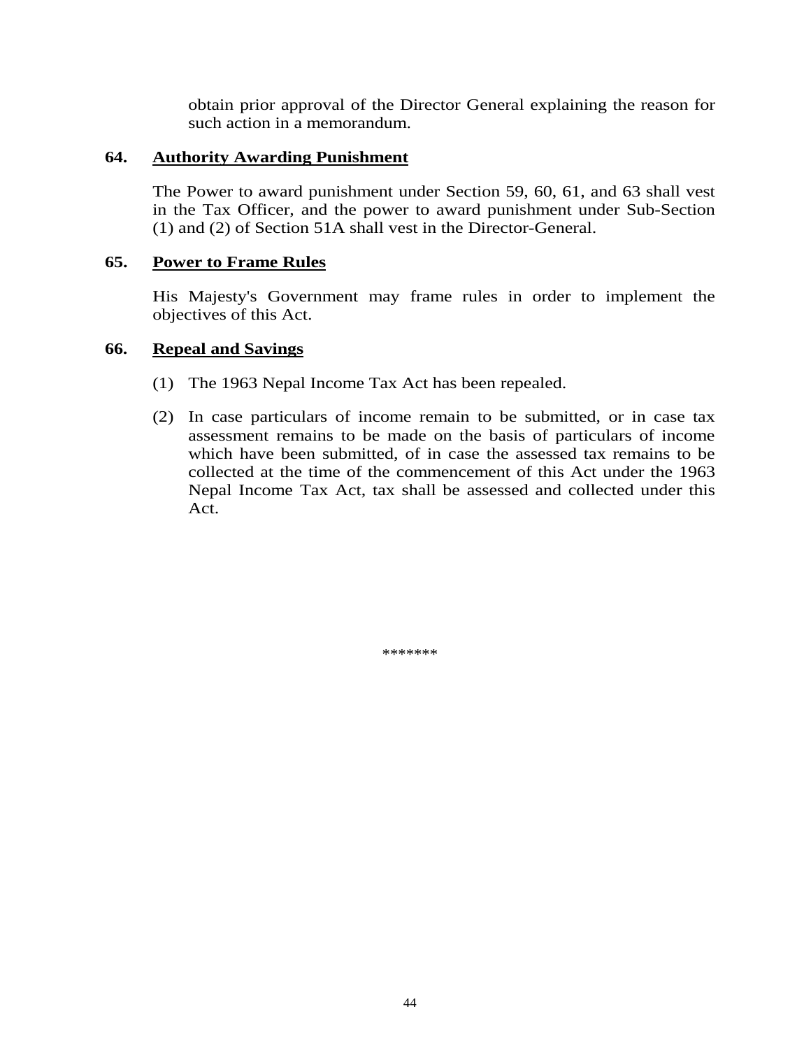obtain prior approval of the Director General explaining the reason for such action in a memorandum.

## 64. Authority Awarding Punishment

The Power to award punishment under Section 59, 60, 61, and 63 shall vest in the Tax Officer, and the power to award punishment under Sub-Section (1) and (2) of Section 51A shall vest in the Director-General.

## 65. Power to Frame Rules

His Majesty's Government may frame rules in order to implement the objectives of this Act.

## 66. Repeal and Savings

(1) The 1963 Nepal Income Tax Act has been repealed.

(2) In case particulars of income remain to be submitted, or in case tax assessment remains to be made on the basis of particulars of income which have been submitted, of in case the assessed tax remains to be collected at the time of the commencement of this Act under the 1963 Nepal Income Tax Act, tax shall be assessed and collected under this Act.

*******